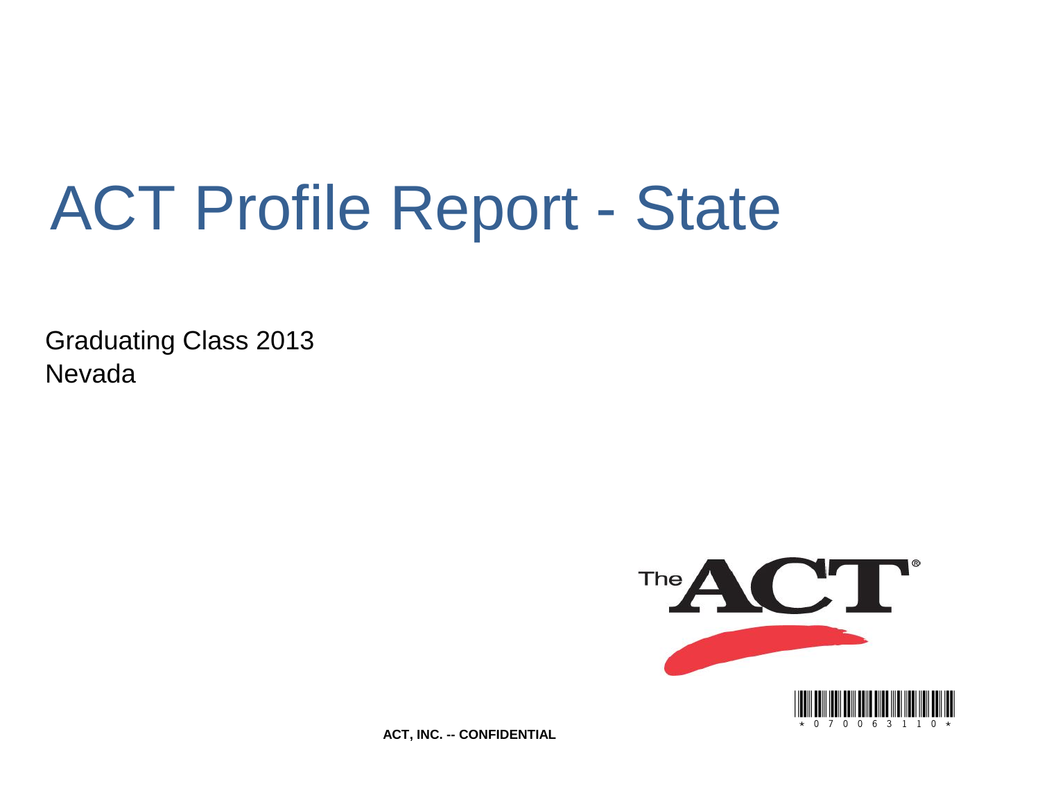# ACT Profile Report - State

Graduating Class 2013
Nevada

ACT, INC. -- CONFIDENTIAL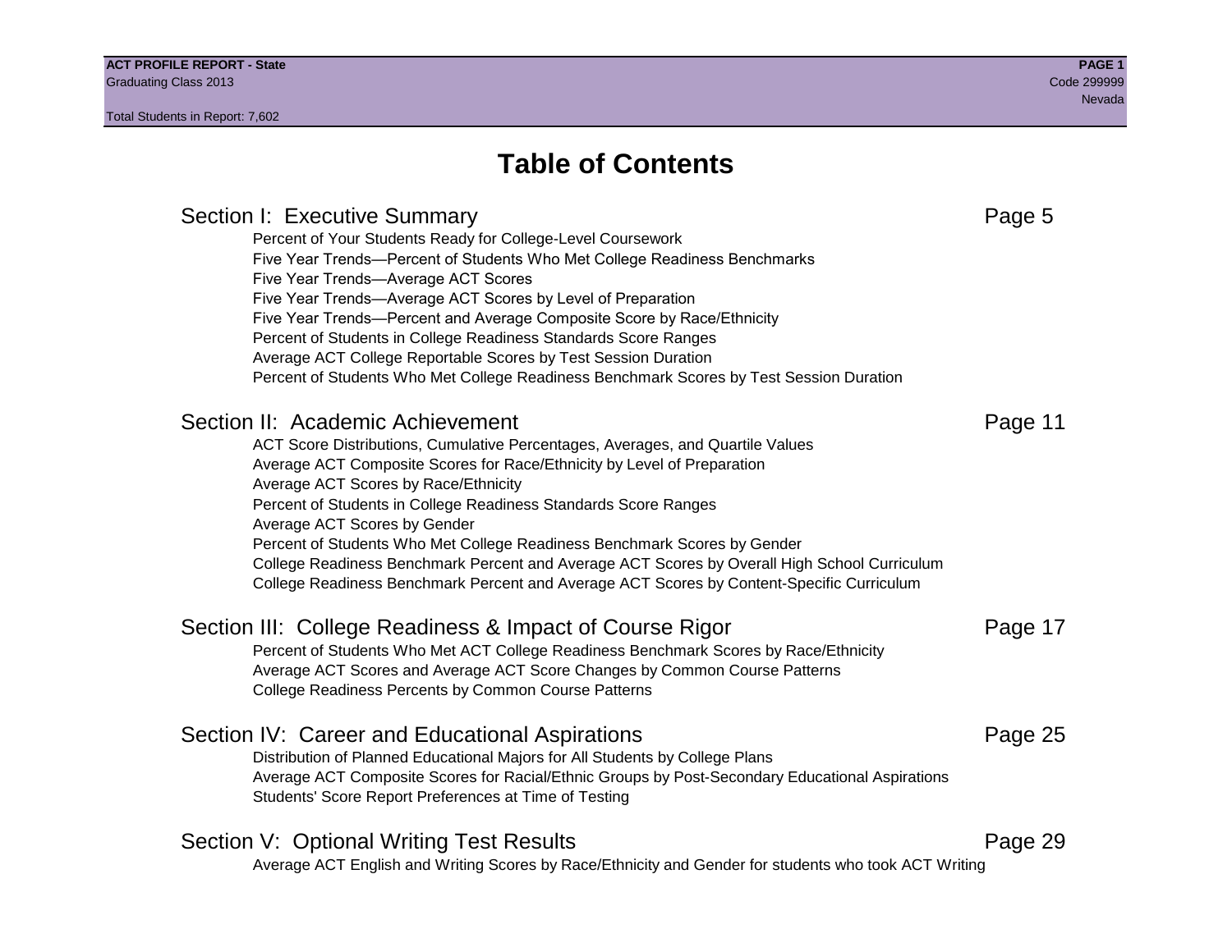# Table of Contents

## Section I: Executive Summary — Page 5

- Percent of Your Students Ready for College-Level Coursework
- Five Year Trends—Percent of Students Who Met College Readiness Benchmarks
- Five Year Trends—Average ACT Scores
- Five Year Trends—Average ACT Scores by Level of Preparation
- Five Year Trends—Percent and Average Composite Score by Race/Ethnicity
- Percent of Students in College Readiness Standards Score Ranges
- Average ACT College Reportable Scores by Test Session Duration
- Percent of Students Who Met College Readiness Benchmark Scores by Test Session Duration

## Section II: Academic Achievement — Page 11

- ACT Score Distributions, Cumulative Percentages, Averages, and Quartile Values
- Average ACT Composite Scores for Race/Ethnicity by Level of Preparation
- Average ACT Scores by Race/Ethnicity
- Percent of Students in College Readiness Standards Score Ranges
- Average ACT Scores by Gender
- Percent of Students Who Met College Readiness Benchmark Scores by Gender
- College Readiness Benchmark Percent and Average ACT Scores by Overall High School Curriculum
- College Readiness Benchmark Percent and Average ACT Scores by Content-Specific Curriculum

## Section III: College Readiness & Impact of Course Rigor — Page 17

- Percent of Students Who Met ACT College Readiness Benchmark Scores by Race/Ethnicity
- Average ACT Scores and Average ACT Score Changes by Common Course Patterns
- College Readiness Percents by Common Course Patterns

## Section IV: Career and Educational Aspirations — Page 25

- Distribution of Planned Educational Majors for All Students by College Plans
- Average ACT Composite Scores for Racial/Ethnic Groups by Post-Secondary Educational Aspirations
- Students' Score Report Preferences at Time of Testing

## Section V: Optional Writing Test Results — Page 29

- Average ACT English and Writing Scores by Race/Ethnicity and Gender for students who took ACT Writing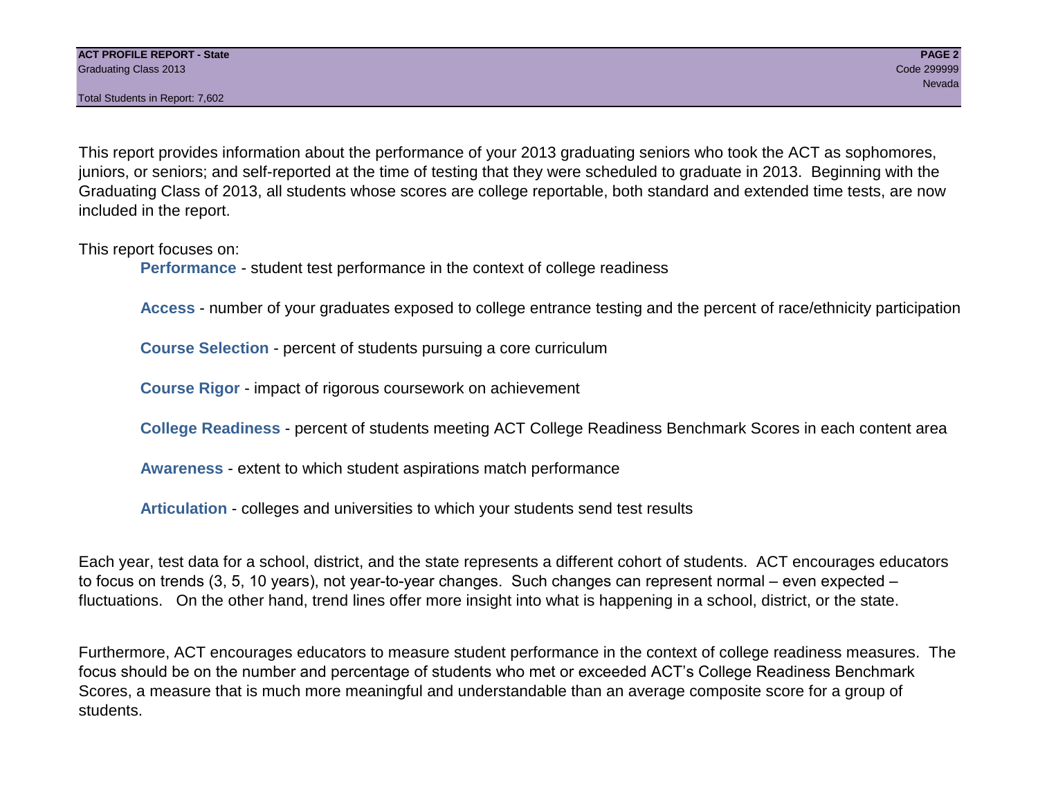This report provides information about the performance of your 2013 graduating seniors who took the ACT as sophomores, juniors, or seniors; and self-reported at the time of testing that they were scheduled to graduate in 2013. Beginning with the Graduating Class of 2013, all students whose scores are college reportable, both standard and extended time tests, are now included in the report.

This report focuses on:

- **Performance** - student test performance in the context of college readiness
- **Access** - number of your graduates exposed to college entrance testing and the percent of race/ethnicity participation
- **Course Selection** - percent of students pursuing a core curriculum
- **Course Rigor** - impact of rigorous coursework on achievement
- **College Readiness** - percent of students meeting ACT College Readiness Benchmark Scores in each content area
- **Awareness** - extent to which student aspirations match performance
- **Articulation** - colleges and universities to which your students send test results

Each year, test data for a school, district, and the state represents a different cohort of students. ACT encourages educators to focus on trends (3, 5, 10 years), not year-to-year changes. Such changes can represent normal – even expected – fluctuations. On the other hand, trend lines offer more insight into what is happening in a school, district, or the state.

Furthermore, ACT encourages educators to measure student performance in the context of college readiness measures. The focus should be on the number and percentage of students who met or exceeded ACT's College Readiness Benchmark Scores, a measure that is much more meaningful and understandable than an average composite score for a group of students.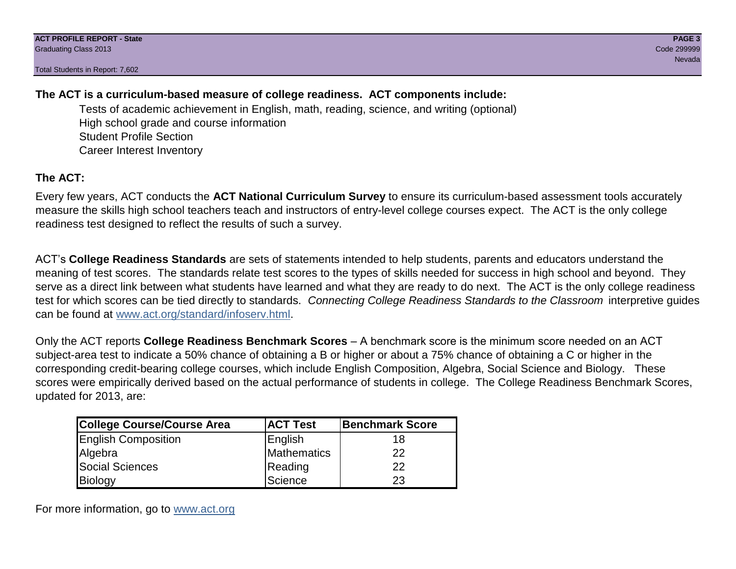**The ACT is a curriculum-based measure of college readiness. ACT components include:**

Tests of academic achievement in English, math, reading, science, and writing (optional)
High school grade and course information
Student Profile Section
Career Interest Inventory

**The ACT:**

Every few years, ACT conducts the **ACT National Curriculum Survey** to ensure its curriculum-based assessment tools accurately measure the skills high school teachers teach and instructors of entry-level college courses expect. The ACT is the only college readiness test designed to reflect the results of such a survey.

ACT's **College Readiness Standards** are sets of statements intended to help students, parents and educators understand the meaning of test scores. The standards relate test scores to the types of skills needed for success in high school and beyond. They serve as a direct link between what students have learned and what they are ready to do next. The ACT is the only college readiness test for which scores can be tied directly to standards. *Connecting College Readiness Standards to the Classroom* interpretive guides can be found at www.act.org/standard/infoserv.html.

Only the ACT reports **College Readiness Benchmark Scores** – A benchmark score is the minimum score needed on an ACT subject-area test to indicate a 50% chance of obtaining a B or higher or about a 75% chance of obtaining a C or higher in the corresponding credit-bearing college courses, which include English Composition, Algebra, Social Science and Biology. These scores were empirically derived based on the actual performance of students in college. The College Readiness Benchmark Scores, updated for 2013, are:

| College Course/Course Area | ACT Test | Benchmark Score |
|---|---|---|
| English Composition | English | 18 |
| Algebra | Mathematics | 22 |
| Social Sciences | Reading | 22 |
| Biology | Science | 23 |

For more information, go to www.act.org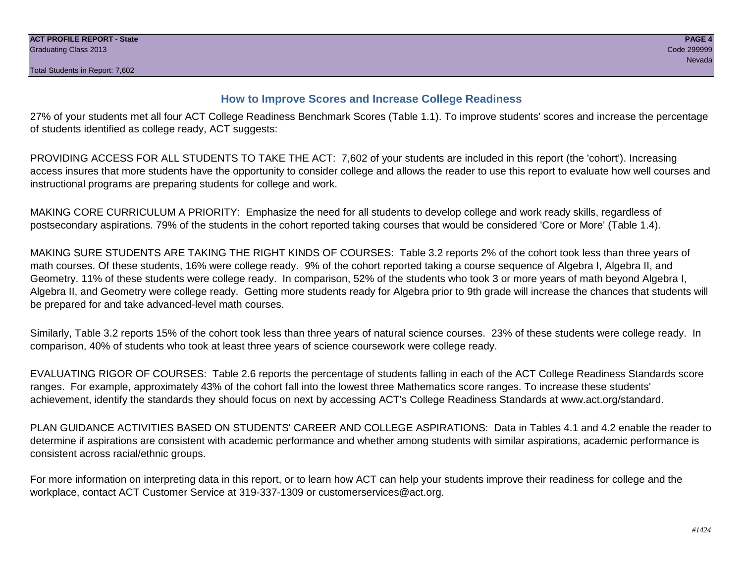## How to Improve Scores and Increase College Readiness

27% of your students met all four ACT College Readiness Benchmark Scores (Table 1.1). To improve students' scores and increase the percentage of students identified as college ready, ACT suggests:

PROVIDING ACCESS FOR ALL STUDENTS TO TAKE THE ACT: 7,602 of your students are included in this report (the 'cohort'). Increasing access insures that more students have the opportunity to consider college and allows the reader to use this report to evaluate how well courses and instructional programs are preparing students for college and work.

MAKING CORE CURRICULUM A PRIORITY: Emphasize the need for all students to develop college and work ready skills, regardless of postsecondary aspirations. 79% of the students in the cohort reported taking courses that would be considered 'Core or More' (Table 1.4).

MAKING SURE STUDENTS ARE TAKING THE RIGHT KINDS OF COURSES: Table 3.2 reports 2% of the cohort took less than three years of math courses. Of these students, 16% were college ready. 9% of the cohort reported taking a course sequence of Algebra I, Algebra II, and Geometry. 11% of these students were college ready. In comparison, 52% of the students who took 3 or more years of math beyond Algebra I, Algebra II, and Geometry were college ready. Getting more students ready for Algebra prior to 9th grade will increase the chances that students will be prepared for and take advanced-level math courses.

Similarly, Table 3.2 reports 15% of the cohort took less than three years of natural science courses. 23% of these students were college ready. In comparison, 40% of students who took at least three years of science coursework were college ready.

EVALUATING RIGOR OF COURSES: Table 2.6 reports the percentage of students falling in each of the ACT College Readiness Standards score ranges. For example, approximately 43% of the cohort fall into the lowest three Mathematics score ranges. To increase these students' achievement, identify the standards they should focus on next by accessing ACT's College Readiness Standards at www.act.org/standard.

PLAN GUIDANCE ACTIVITIES BASED ON STUDENTS' CAREER AND COLLEGE ASPIRATIONS: Data in Tables 4.1 and 4.2 enable the reader to determine if aspirations are consistent with academic performance and whether among students with similar aspirations, academic performance is consistent across racial/ethnic groups.

For more information on interpreting data in this report, or to learn how ACT can help your students improve their readiness for college and the workplace, contact ACT Customer Service at 319-337-1309 or customerservices@act.org.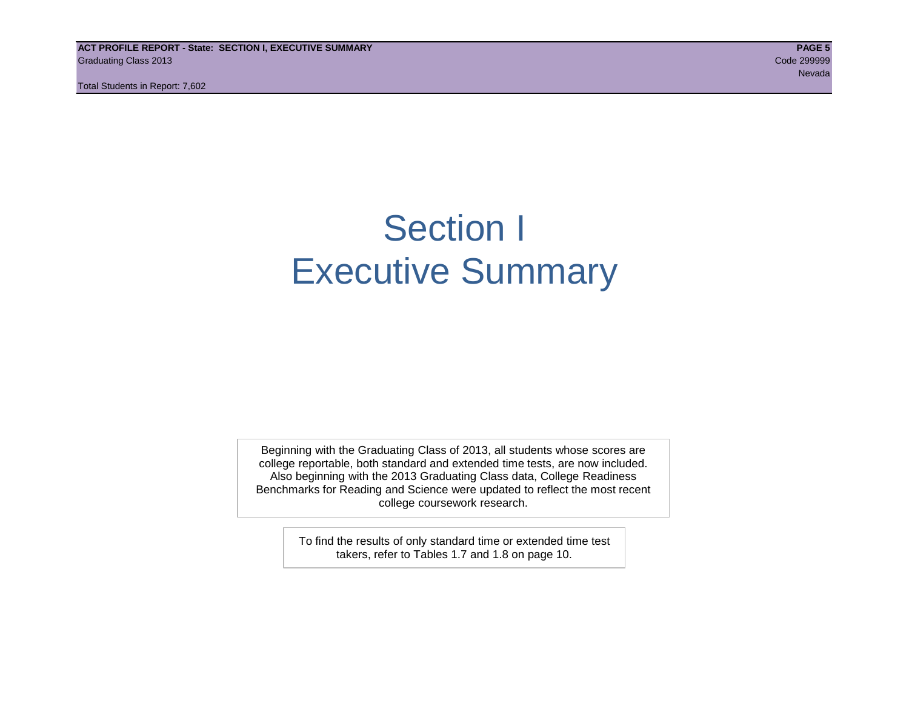# Section I
# Executive Summary

Beginning with the Graduating Class of 2013, all students whose scores are college reportable, both standard and extended time tests, are now included. Also beginning with the 2013 Graduating Class data, College Readiness Benchmarks for Reading and Science were updated to reflect the most recent college coursework research.

To find the results of only standard time or extended time test takers, refer to Tables 1.7 and 1.8 on page 10.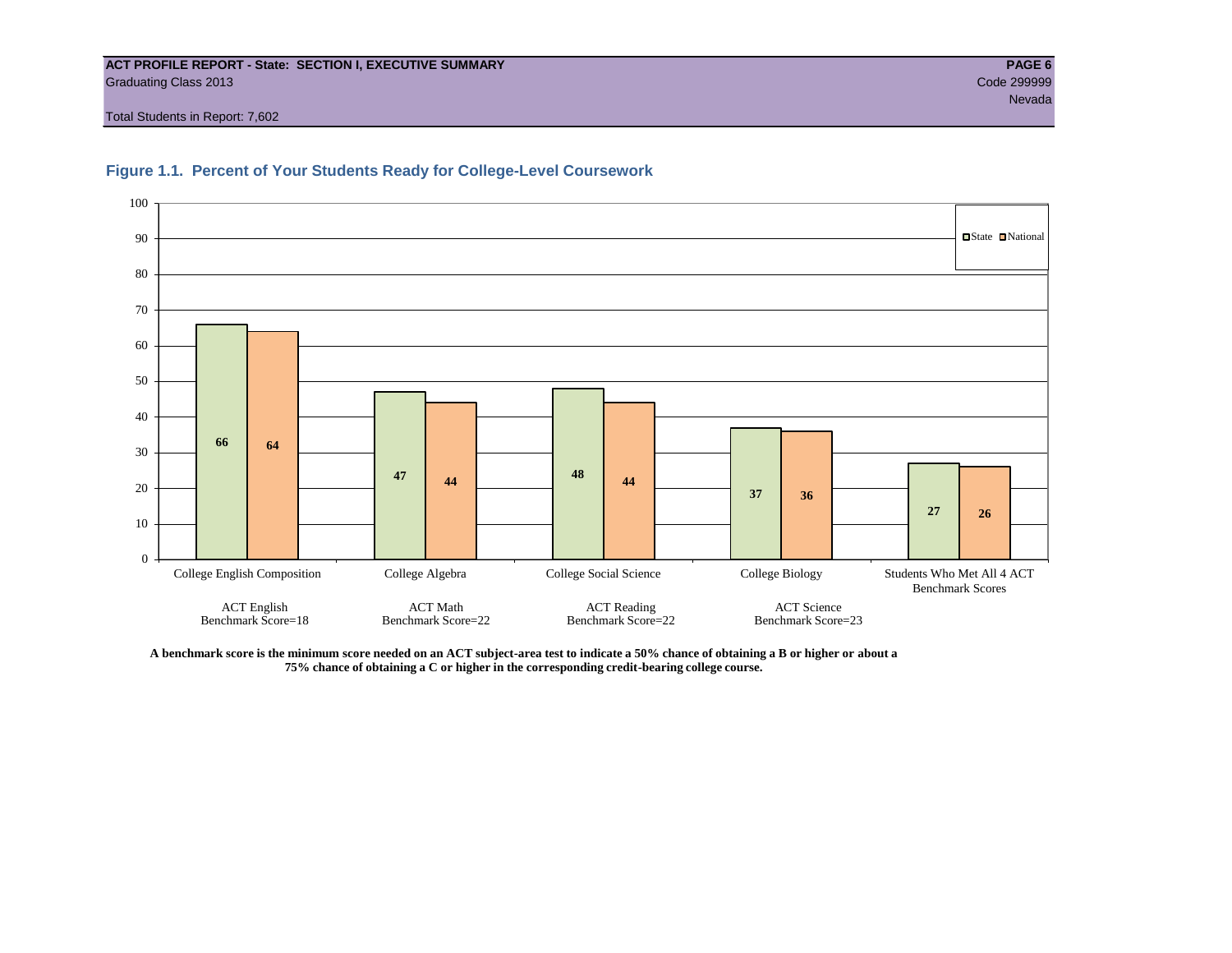**ACT PROFILE REPORT - State: SECTION I, EXECUTIVE SUMMARY**
Graduating Class 2013
Code 299999
Nevada
Total Students in Report: 7,602

## Figure 1.1. Percent of Your Students Ready for College-Level Coursework

| | State | National |
|---|---|---|
| College English Composition (ACT English Benchmark Score=18) | 66 | 64 |
| College Algebra (ACT Math Benchmark Score=22) | 47 | 44 |
| College Social Science (ACT Reading Benchmark Score=22) | 48 | 44 |
| College Biology (ACT Science Benchmark Score=23) | 37 | 36 |
| Students Who Met All 4 ACT Benchmark Scores | 27 | 26 |

**A benchmark score is the minimum score needed on an ACT subject-area test to indicate a 50% chance of obtaining a B or higher or about a 75% chance of obtaining a C or higher in the corresponding credit-bearing college course.**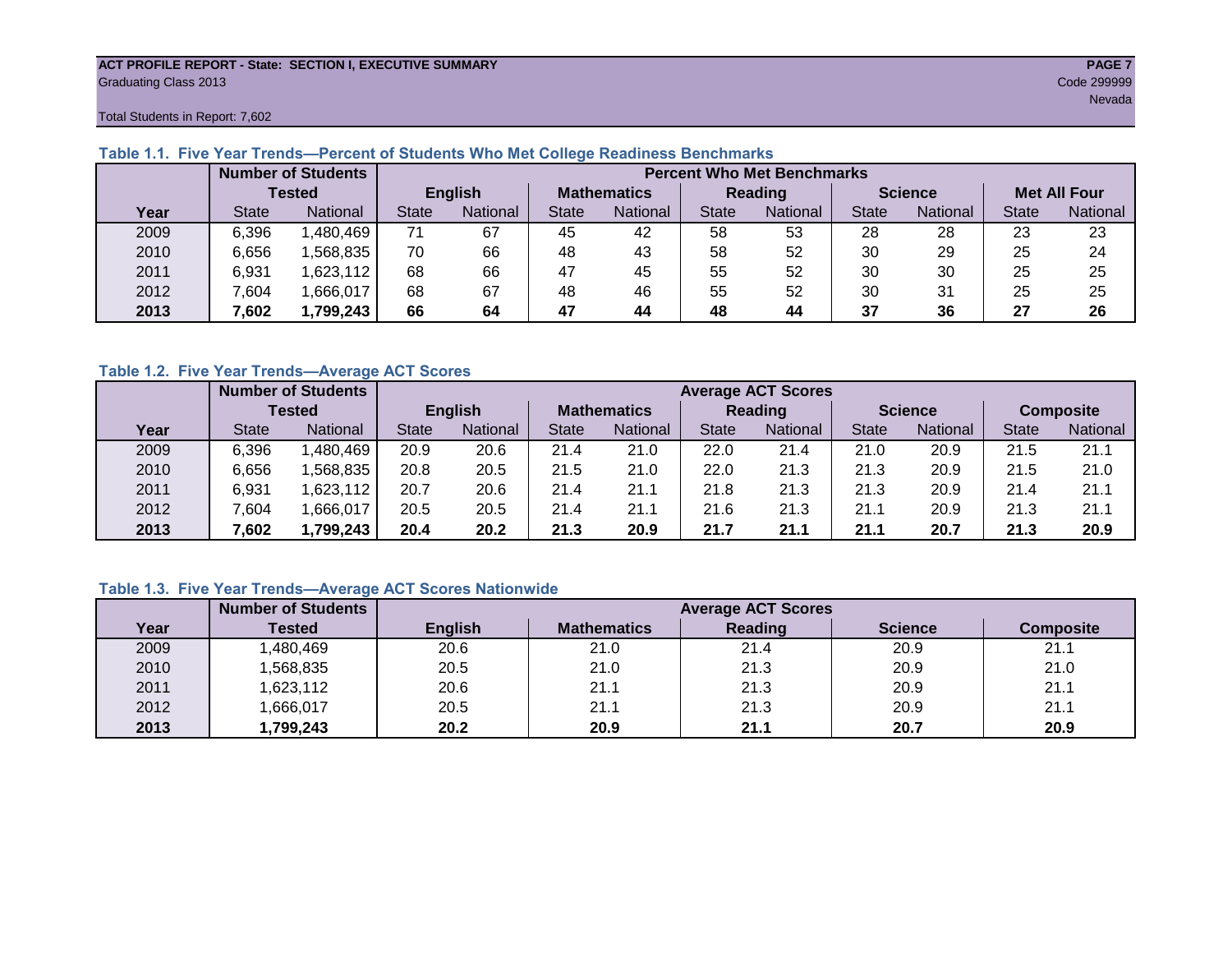ACT PROFILE REPORT - State: SECTION I, EXECUTIVE SUMMARY
Graduating Class 2013
Code 299999
Nevada
Total Students in Report: 7,602

### Table 1.1. Five Year Trends—Percent of Students Who Met College Readiness Benchmarks

| | Number of Students Tested | | Percent Who Met Benchmarks | | | | | | | | | |
|---|---|---|---|---|---|---|---|---|---|---|---|---|
| | | | English | | Mathematics | | Reading | | Science | | Met All Four | |
| Year | State | National | State | National | State | National | State | National | State | National | State | National |
| 2009 | 6,396 | 1,480,469 | 71 | 67 | 45 | 42 | 58 | 53 | 28 | 28 | 23 | 23 |
| 2010 | 6,656 | 1,568,835 | 70 | 66 | 48 | 43 | 58 | 52 | 30 | 29 | 25 | 24 |
| 2011 | 6,931 | 1,623,112 | 68 | 66 | 47 | 45 | 55 | 52 | 30 | 30 | 25 | 25 |
| 2012 | 7,604 | 1,666,017 | 68 | 67 | 48 | 46 | 55 | 52 | 30 | 31 | 25 | 25 |
| **2013** | **7,602** | **1,799,243** | **66** | **64** | **47** | **44** | **48** | **44** | **37** | **36** | **27** | **26** |

### Table 1.2. Five Year Trends—Average ACT Scores

| | Number of Students Tested | | Average ACT Scores | | | | | | | | | |
|---|---|---|---|---|---|---|---|---|---|---|---|---|
| | | | English | | Mathematics | | Reading | | Science | | Composite | |
| Year | State | National | State | National | State | National | State | National | State | National | State | National |
| 2009 | 6,396 | 1,480,469 | 20.9 | 20.6 | 21.4 | 21.0 | 22.0 | 21.4 | 21.0 | 20.9 | 21.5 | 21.1 |
| 2010 | 6,656 | 1,568,835 | 20.8 | 20.5 | 21.5 | 21.0 | 22.0 | 21.3 | 21.3 | 20.9 | 21.5 | 21.0 |
| 2011 | 6,931 | 1,623,112 | 20.7 | 20.6 | 21.4 | 21.1 | 21.8 | 21.3 | 21.3 | 20.9 | 21.4 | 21.1 |
| 2012 | 7,604 | 1,666,017 | 20.5 | 20.5 | 21.4 | 21.1 | 21.6 | 21.3 | 21.1 | 20.9 | 21.3 | 21.1 |
| **2013** | **7,602** | **1,799,243** | **20.4** | **20.2** | **21.3** | **20.9** | **21.7** | **21.1** | **21.1** | **20.7** | **21.3** | **20.9** |

### Table 1.3. Five Year Trends—Average ACT Scores Nationwide

| | Number of Students | Average ACT Scores | | | | |
|---|---|---|---|---|---|---|
| Year | Tested | English | Mathematics | Reading | Science | Composite |
| 2009 | 1,480,469 | 20.6 | 21.0 | 21.4 | 20.9 | 21.1 |
| 2010 | 1,568,835 | 20.5 | 21.0 | 21.3 | 20.9 | 21.0 |
| 2011 | 1,623,112 | 20.6 | 21.1 | 21.3 | 20.9 | 21.1 |
| 2012 | 1,666,017 | 20.5 | 21.1 | 21.3 | 20.9 | 21.1 |
| **2013** | **1,799,243** | **20.2** | **20.9** | **21.1** | **20.7** | **20.9** |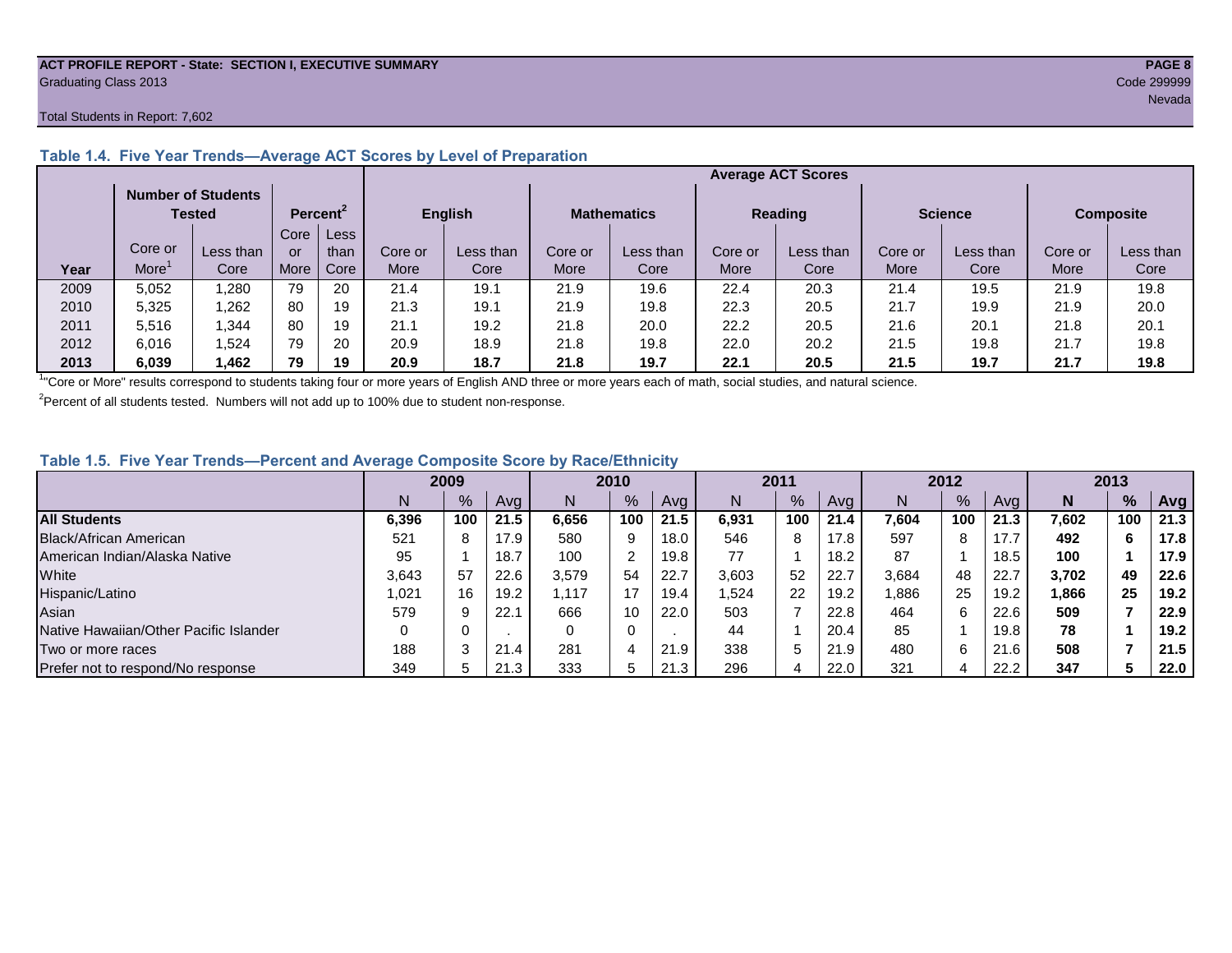Table 1.4. Five Year Trends—Average ACT Scores by Level of Preparation

| Year | Number of Students Tested | | Percent[2] | | Average ACT Scores | | | | | | | | | |
|---|---|---|---|---|---|---|---|---|---|---|---|---|---|---|
| | | | | | English | | Mathematics | | Reading | | Science | | Composite | |
| | Core or More[1] | Less than Core | Core or More | Less than Core | Core or More | Less than Core | Core or More | Less than Core | Core or More | Less than Core | Core or More | Less than Core | Core or More | Less than Core |
| 2009 | 5,052 | 1,280 | 79 | 20 | 21.4 | 19.1 | 21.9 | 19.6 | 22.4 | 20.3 | 21.4 | 19.5 | 21.9 | 19.8 |
| 2010 | 5,325 | 1,262 | 80 | 19 | 21.3 | 19.1 | 21.9 | 19.8 | 22.3 | 20.5 | 21.7 | 19.9 | 21.9 | 20.0 |
| 2011 | 5,516 | 1,344 | 80 | 19 | 21.1 | 19.2 | 21.8 | 20.0 | 22.2 | 20.5 | 21.6 | 20.1 | 21.8 | 20.1 |
| 2012 | 6,016 | 1,524 | 79 | 20 | 20.9 | 18.9 | 21.8 | 19.8 | 22.0 | 20.2 | 21.5 | 19.8 | 21.7 | 19.8 |
| **2013** | **6,039** | **1,462** | **79** | **19** | **20.9** | **18.7** | **21.8** | **19.7** | **22.1** | **20.5** | **21.5** | **19.7** | **21.7** | **19.8** |

[1]"Core or More" results correspond to students taking four or more years of English AND three or more years each of math, social studies, and natural science.

[2]Percent of all students tested. Numbers will not add up to 100% due to student non-response.

Table 1.5. Five Year Trends—Percent and Average Composite Score by Race/Ethnicity

| | 2009 | | | 2010 | | | 2011 | | | 2012 | | | 2013 | | |
|---|---|---|---|---|---|---|---|---|---|---|---|---|---|---|---|
| | N | % | Avg | N | % | Avg | N | % | Avg | N | % | Avg | **N** | **%** | **Avg** |
| **All Students** | **6,396** | **100** | **21.5** | **6,656** | **100** | **21.5** | **6,931** | **100** | **21.4** | **7,604** | **100** | **21.3** | **7,602** | **100** | **21.3** |
| Black/African American | 521 | 8 | 17.9 | 580 | 9 | 18.0 | 546 | 8 | 17.8 | 597 | 8 | 17.7 | **492** | **6** | **17.8** |
| American Indian/Alaska Native | 95 | 1 | 18.7 | 100 | 2 | 19.8 | 77 | 1 | 18.2 | 87 | 1 | 18.5 | **100** | **1** | **17.9** |
| White | 3,643 | 57 | 22.6 | 3,579 | 54 | 22.7 | 3,603 | 52 | 22.7 | 3,684 | 48 | 22.7 | **3,702** | **49** | **22.6** |
| Hispanic/Latino | 1,021 | 16 | 19.2 | 1,117 | 17 | 19.4 | 1,524 | 22 | 19.2 | 1,886 | 25 | 19.2 | **1,866** | **25** | **19.2** |
| Asian | 579 | 9 | 22.1 | 666 | 10 | 22.0 | 503 | 7 | 22.8 | 464 | 6 | 22.6 | **509** | **7** | **22.9** |
| Native Hawaiian/Other Pacific Islander | 0 | 0 | . | 0 | 0 | . | 44 | 1 | 20.4 | 85 | 1 | 19.8 | **78** | **1** | **19.2** |
| Two or more races | 188 | 3 | 21.4 | 281 | 4 | 21.9 | 338 | 5 | 21.9 | 480 | 6 | 21.6 | **508** | **7** | **21.5** |
| Prefer not to respond/No response | 349 | 5 | 21.3 | 333 | 5 | 21.3 | 296 | 4 | 22.0 | 321 | 4 | 22.2 | **347** | **5** | **22.0** |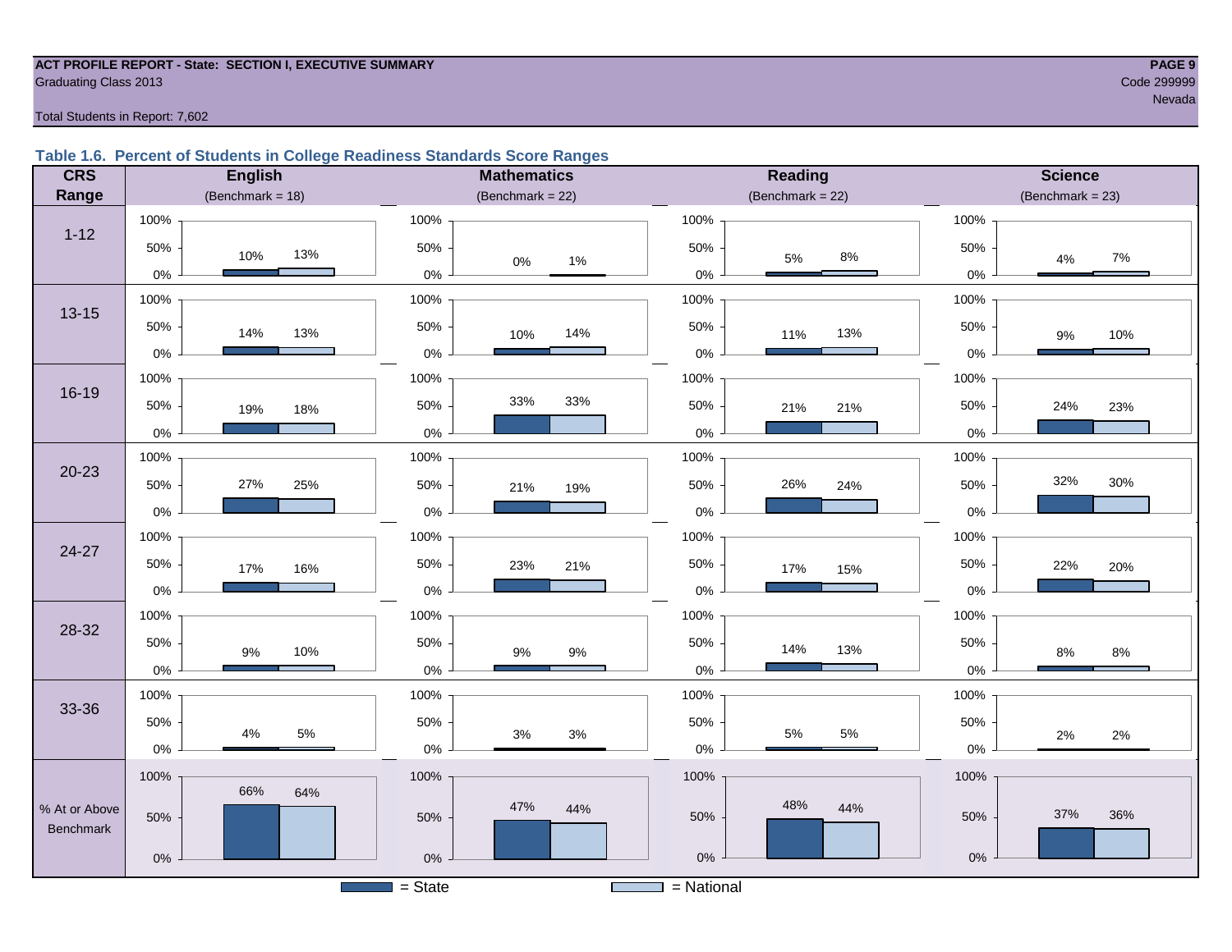ACT PROFILE REPORT - State: SECTION I, EXECUTIVE SUMMARY
Graduating Class 2013
Code 299999
Nevada

Total Students in Report: 7,602

### Table 1.6. Percent of Students in College Readiness Standards Score Ranges

| CRS Range | English (Benchmark = 18) State | English National | Mathematics (Benchmark = 22) State | Mathematics National | Reading (Benchmark = 22) State | Reading National | Science (Benchmark = 23) State | Science National |
|---|---|---|---|---|---|---|---|---|
| 1-12 | 10% | 13% | 0% | 1% | 5% | 8% | 4% | 7% |
| 13-15 | 14% | 13% | 10% | 14% | 11% | 13% | 9% | 10% |
| 16-19 | 19% | 18% | 33% | 33% | 21% | 21% | 24% | 23% |
| 20-23 | 27% | 25% | 21% | 19% | 26% | 24% | 32% | 30% |
| 24-27 | 17% | 16% | 23% | 21% | 17% | 15% | 22% | 20% |
| 28-32 | 9% | 10% | 9% | 9% | 14% | 13% | 8% | 8% |
| 33-36 | 4% | 5% | 3% | 3% | 5% | 5% | 2% | 2% |
| % At or Above Benchmark | 66% | 64% | 47% | 44% | 48% | 44% | 37% | 36% |

= State    = National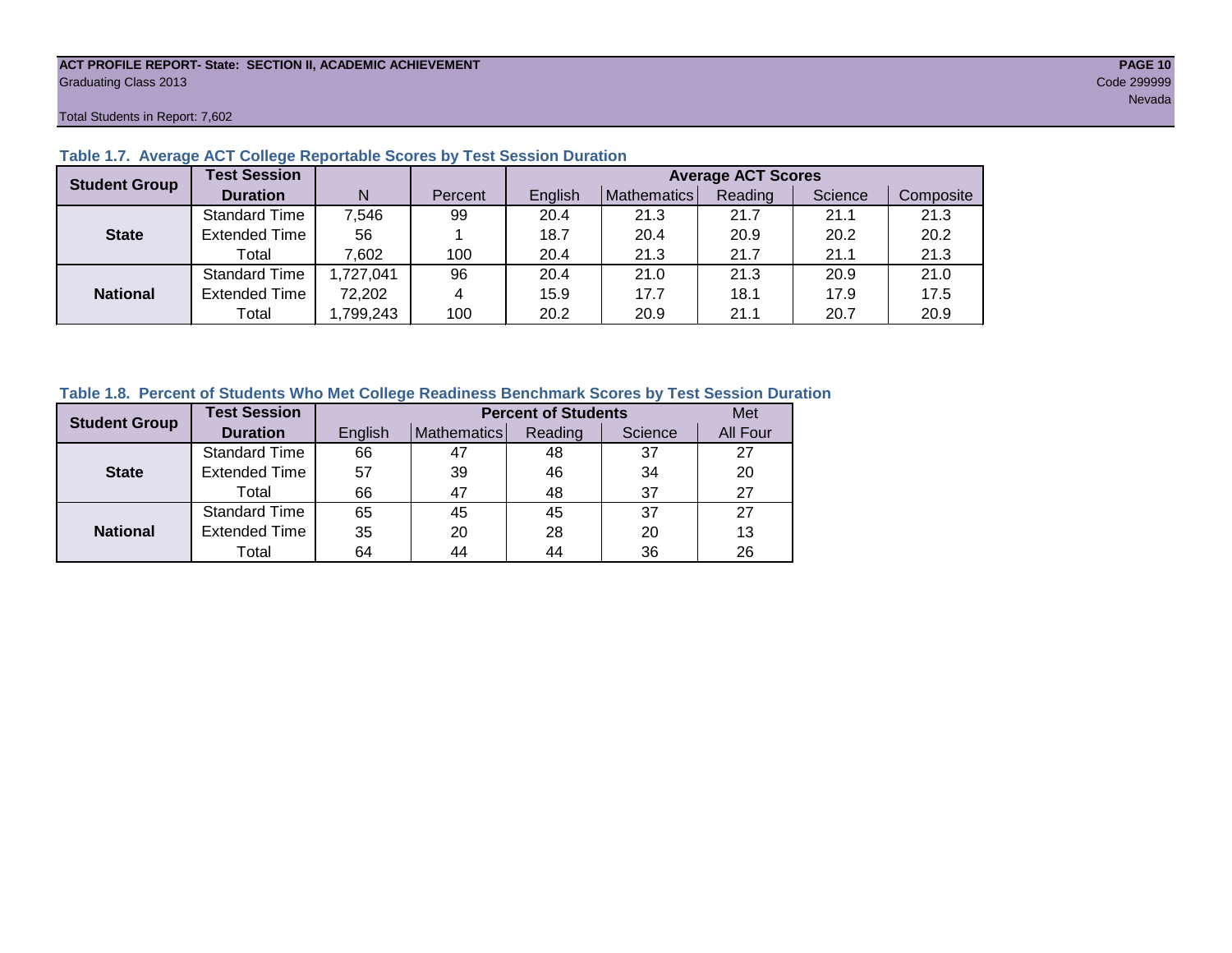Total Students in Report: 7,602

**Table 1.7. Average ACT College Reportable Scores by Test Session Duration**

| Student Group | Test Session Duration | N | Percent | Average ACT Scores | | | | |
|---|---|---|---|---|---|---|---|---|
| | | | | English | Mathematics | Reading | Science | Composite |
| State | Standard Time | 7,546 | 99 | 20.4 | 21.3 | 21.7 | 21.1 | 21.3 |
| | Extended Time | 56 | 1 | 18.7 | 20.4 | 20.9 | 20.2 | 20.2 |
| | Total | 7,602 | 100 | 20.4 | 21.3 | 21.7 | 21.1 | 21.3 |
| National | Standard Time | 1,727,041 | 96 | 20.4 | 21.0 | 21.3 | 20.9 | 21.0 |
| | Extended Time | 72,202 | 4 | 15.9 | 17.7 | 18.1 | 17.9 | 17.5 |
| | Total | 1,799,243 | 100 | 20.2 | 20.9 | 21.1 | 20.7 | 20.9 |

**Table 1.8. Percent of Students Who Met College Readiness Benchmark Scores by Test Session Duration**

| Student Group | Test Session Duration | Percent of Students | | | | Met |
|---|---|---|---|---|---|---|
| | | English | Mathematics | Reading | Science | All Four |
| State | Standard Time | 66 | 47 | 48 | 37 | 27 |
| | Extended Time | 57 | 39 | 46 | 34 | 20 |
| | Total | 66 | 47 | 48 | 37 | 27 |
| National | Standard Time | 65 | 45 | 45 | 37 | 27 |
| | Extended Time | 35 | 20 | 28 | 20 | 13 |
| | Total | 64 | 44 | 44 | 36 | 26 |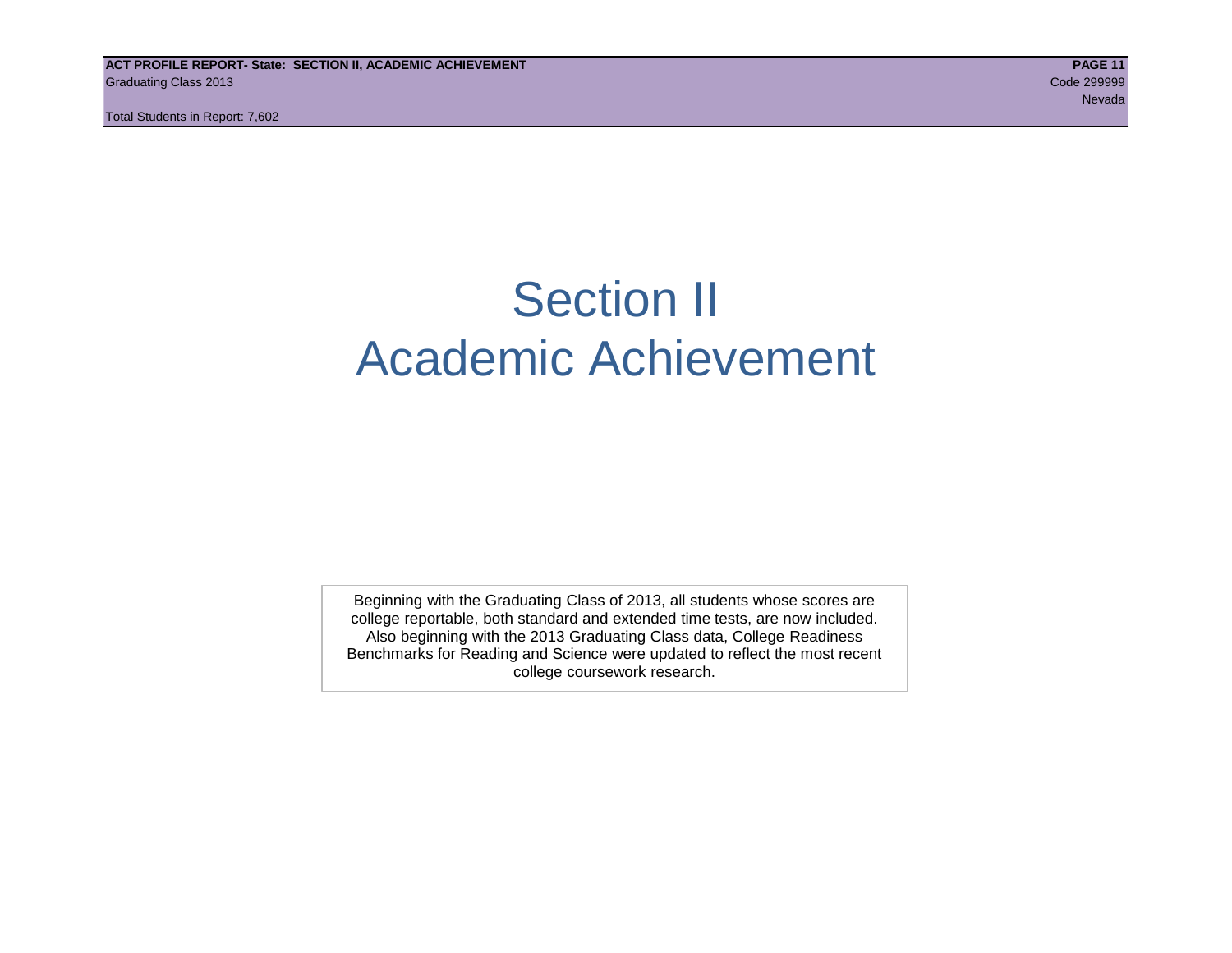# Section II
# Academic Achievement

Beginning with the Graduating Class of 2013, all students whose scores are college reportable, both standard and extended time tests, are now included. Also beginning with the 2013 Graduating Class data, College Readiness Benchmarks for Reading and Science were updated to reflect the most recent college coursework research.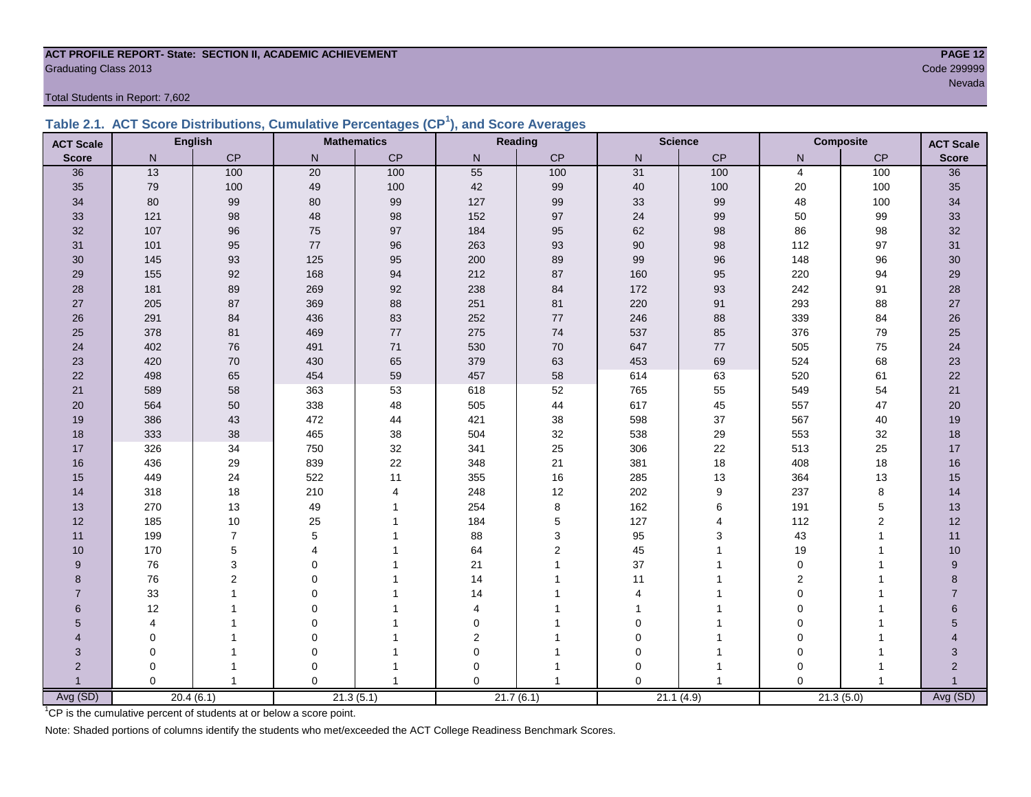**ACT PROFILE REPORT- State: SECTION II, ACADEMIC ACHIEVEMENT**
Graduating Class 2013

Code 299999
Nevada

Total Students in Report: 7,602

## Table 2.1. ACT Score Distributions, Cumulative Percentages (CP[1]), and Score Averages

| ACT Scale | English | | Mathematics | | Reading | | Science | | Composite | | ACT Scale |
|---|---|---|---|---|---|---|---|---|---|---|---|
| Score | N | CP | N | CP | N | CP | N | CP | N | CP | Score |
| 36 | 13 | 100 | 20 | 100 | 55 | 100 | 31 | 100 | 4 | 100 | 36 |
| 35 | 79 | 100 | 49 | 100 | 42 | 99 | 40 | 100 | 20 | 100 | 35 |
| 34 | 80 | 99 | 80 | 99 | 127 | 99 | 33 | 99 | 48 | 100 | 34 |
| 33 | 121 | 98 | 48 | 98 | 152 | 97 | 24 | 99 | 50 | 99 | 33 |
| 32 | 107 | 96 | 75 | 97 | 184 | 95 | 62 | 98 | 86 | 98 | 32 |
| 31 | 101 | 95 | 77 | 96 | 263 | 93 | 90 | 98 | 112 | 97 | 31 |
| 30 | 145 | 93 | 125 | 95 | 200 | 89 | 99 | 96 | 148 | 96 | 30 |
| 29 | 155 | 92 | 168 | 94 | 212 | 87 | 160 | 95 | 220 | 94 | 29 |
| 28 | 181 | 89 | 269 | 92 | 238 | 84 | 172 | 93 | 242 | 91 | 28 |
| 27 | 205 | 87 | 369 | 88 | 251 | 81 | 220 | 91 | 293 | 88 | 27 |
| 26 | 291 | 84 | 436 | 83 | 252 | 77 | 246 | 88 | 339 | 84 | 26 |
| 25 | 378 | 81 | 469 | 77 | 275 | 74 | 537 | 85 | 376 | 79 | 25 |
| 24 | 402 | 76 | 491 | 71 | 530 | 70 | 647 | 77 | 505 | 75 | 24 |
| 23 | 420 | 70 | 430 | 65 | 379 | 63 | 453 | 69 | 524 | 68 | 23 |
| 22 | 498 | 65 | 454 | 59 | 457 | 58 | 614 | 63 | 520 | 61 | 22 |
| 21 | 589 | 58 | 363 | 53 | 618 | 52 | 765 | 55 | 549 | 54 | 21 |
| 20 | 564 | 50 | 338 | 48 | 505 | 44 | 617 | 45 | 557 | 47 | 20 |
| 19 | 386 | 43 | 472 | 44 | 421 | 38 | 598 | 37 | 567 | 40 | 19 |
| 18 | 333 | 38 | 465 | 38 | 504 | 32 | 538 | 29 | 553 | 32 | 18 |
| 17 | 326 | 34 | 750 | 32 | 341 | 25 | 306 | 22 | 513 | 25 | 17 |
| 16 | 436 | 29 | 839 | 22 | 348 | 21 | 381 | 18 | 408 | 18 | 16 |
| 15 | 449 | 24 | 522 | 11 | 355 | 16 | 285 | 13 | 364 | 13 | 15 |
| 14 | 318 | 18 | 210 | 4 | 248 | 12 | 202 | 9 | 237 | 8 | 14 |
| 13 | 270 | 13 | 49 | 1 | 254 | 8 | 162 | 6 | 191 | 5 | 13 |
| 12 | 185 | 10 | 25 | 1 | 184 | 5 | 127 | 4 | 112 | 2 | 12 |
| 11 | 199 | 7 | 5 | 1 | 88 | 3 | 95 | 3 | 43 | 1 | 11 |
| 10 | 170 | 5 | 4 | 1 | 64 | 2 | 45 | 1 | 19 | 1 | 10 |
| 9 | 76 | 3 | 0 | 1 | 21 | 1 | 37 | 1 | 0 | 1 | 9 |
| 8 | 76 | 2 | 0 | 1 | 14 | 1 | 11 | 1 | 2 | 1 | 8 |
| 7 | 33 | 1 | 0 | 1 | 14 | 1 | 4 | 1 | 0 | 1 | 7 |
| 6 | 12 | 1 | 0 | 1 | 4 | 1 | 1 | 1 | 0 | 1 | 6 |
| 5 | 4 | 1 | 0 | 1 | 0 | 1 | 0 | 1 | 0 | 1 | 5 |
| 4 | 0 | 1 | 0 | 1 | 2 | 1 | 0 | 1 | 0 | 1 | 4 |
| 3 | 0 | 1 | 0 | 1 | 0 | 1 | 0 | 1 | 0 | 1 | 3 |
| 2 | 0 | 1 | 0 | 1 | 0 | 1 | 0 | 1 | 0 | 1 | 2 |
| 1 | 0 | 1 | 0 | 1 | 0 | 1 | 0 | 1 | 0 | 1 | 1 |
| Avg (SD) | 20.4 (6.1) | | 21.3 (5.1) | | 21.7 (6.1) | | 21.1 (4.9) | | 21.3 (5.0) | | Avg (SD) |

[1]CP is the cumulative percent of students at or below a score point.

Note: Shaded portions of columns identify the students who met/exceeded the ACT College Readiness Benchmark Scores.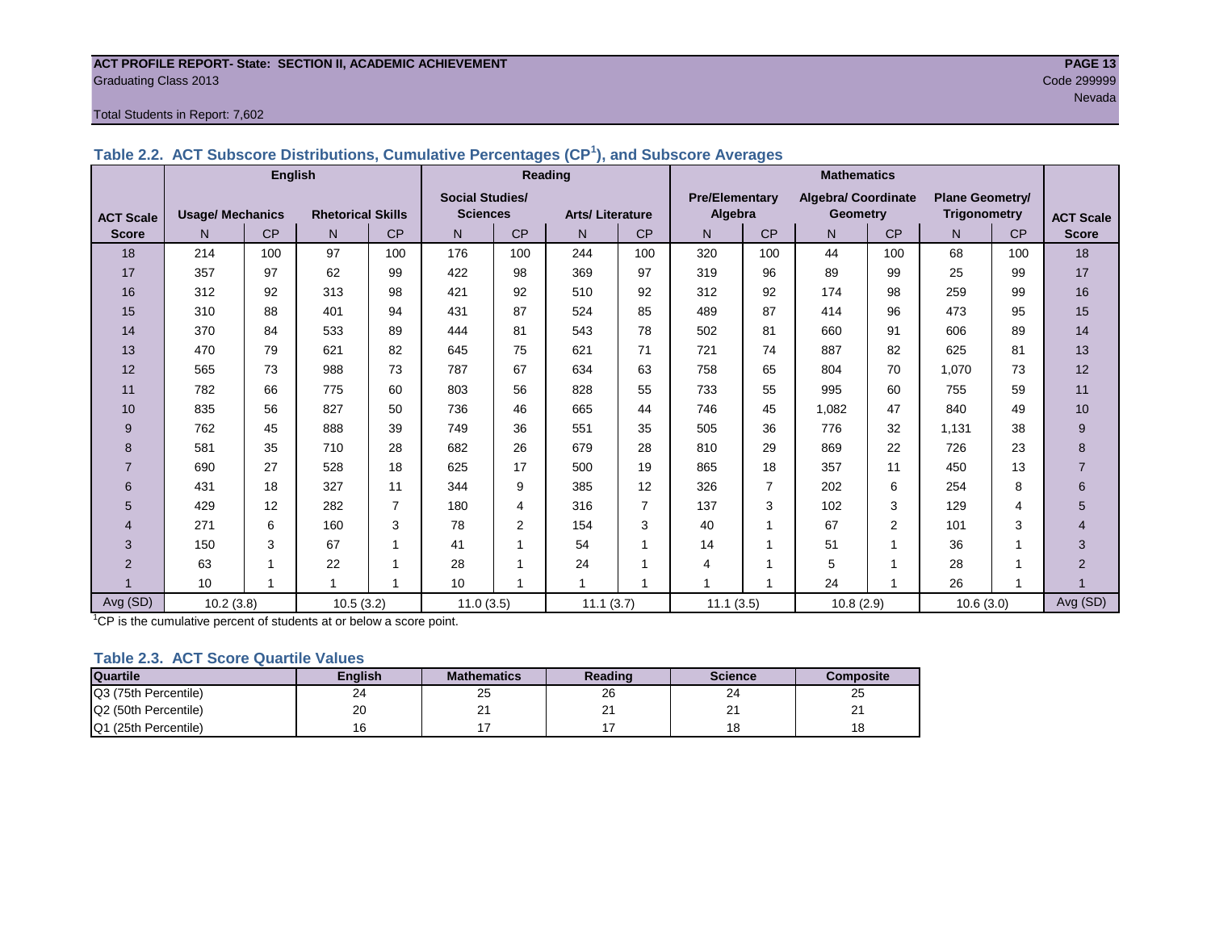**ACT PROFILE REPORT- State: SECTION II, ACADEMIC ACHIEVEMENT**
Graduating Class 2013
Code 299999
Nevada

Total Students in Report: 7,602

### Table 2.2. ACT Subscore Distributions, Cumulative Percentages (CP[1]), and Subscore Averages

| ACT Scale Score | English | | | | Reading | | | | Mathematics | | | | | | ACT Scale Score |
|---|---|---|---|---|---|---|---|---|---|---|---|---|---|---|---|
| | Usage/ Mechanics | | Rhetorical Skills | | Social Studies/ Sciences | | Arts/ Literature | | Pre/Elementary Algebra | | Algebra/ Coordinate Geometry | | Plane Geometry/ Trigonometry | | |
| | N | CP | N | CP | N | CP | N | CP | N | CP | N | CP | N | CP | |
| 18 | 214 | 100 | 97 | 100 | 176 | 100 | 244 | 100 | 320 | 100 | 44 | 100 | 68 | 100 | 18 |
| 17 | 357 | 97 | 62 | 99 | 422 | 98 | 369 | 97 | 319 | 96 | 89 | 99 | 25 | 99 | 17 |
| 16 | 312 | 92 | 313 | 98 | 421 | 92 | 510 | 92 | 312 | 92 | 174 | 98 | 259 | 99 | 16 |
| 15 | 310 | 88 | 401 | 94 | 431 | 87 | 524 | 85 | 489 | 87 | 414 | 96 | 473 | 95 | 15 |
| 14 | 370 | 84 | 533 | 89 | 444 | 81 | 543 | 78 | 502 | 81 | 660 | 91 | 606 | 89 | 14 |
| 13 | 470 | 79 | 621 | 82 | 645 | 75 | 621 | 71 | 721 | 74 | 887 | 82 | 625 | 81 | 13 |
| 12 | 565 | 73 | 988 | 73 | 787 | 67 | 634 | 63 | 758 | 65 | 804 | 70 | 1,070 | 73 | 12 |
| 11 | 782 | 66 | 775 | 60 | 803 | 56 | 828 | 55 | 733 | 55 | 995 | 60 | 755 | 59 | 11 |
| 10 | 835 | 56 | 827 | 50 | 736 | 46 | 665 | 44 | 746 | 45 | 1,082 | 47 | 840 | 49 | 10 |
| 9 | 762 | 45 | 888 | 39 | 749 | 36 | 551 | 35 | 505 | 36 | 776 | 32 | 1,131 | 38 | 9 |
| 8 | 581 | 35 | 710 | 28 | 682 | 26 | 679 | 28 | 810 | 29 | 869 | 22 | 726 | 23 | 8 |
| 7 | 690 | 27 | 528 | 18 | 625 | 17 | 500 | 19 | 865 | 18 | 357 | 11 | 450 | 13 | 7 |
| 6 | 431 | 18 | 327 | 11 | 344 | 9 | 385 | 12 | 326 | 7 | 202 | 6 | 254 | 8 | 6 |
| 5 | 429 | 12 | 282 | 7 | 180 | 4 | 316 | 7 | 137 | 3 | 102 | 3 | 129 | 4 | 5 |
| 4 | 271 | 6 | 160 | 3 | 78 | 2 | 154 | 3 | 40 | 1 | 67 | 2 | 101 | 3 | 4 |
| 3 | 150 | 3 | 67 | 1 | 41 | 1 | 54 | 1 | 14 | 1 | 51 | 1 | 36 | 1 | 3 |
| 2 | 63 | 1 | 22 | 1 | 28 | 1 | 24 | 1 | 4 | 1 | 5 | 1 | 28 | 1 | 2 |
| 1 | 10 | 1 | 1 | 1 | 10 | 1 | 1 | 1 | 1 | 1 | 24 | 1 | 26 | 1 | 1 |
| Avg (SD) | 10.2 (3.8) | | 10.5 (3.2) | | 11.0 (3.5) | | 11.1 (3.7) | | 11.1 (3.5) | | 10.8 (2.9) | | 10.6 (3.0) | | Avg (SD) |

[1]CP is the cumulative percent of students at or below a score point.

### Table 2.3. ACT Score Quartile Values

| Quartile | English | Mathematics | Reading | Science | Composite |
|---|---|---|---|---|---|
| Q3 (75th Percentile) | 24 | 25 | 26 | 24 | 25 |
| Q2 (50th Percentile) | 20 | 21 | 21 | 21 | 21 |
| Q1 (25th Percentile) | 16 | 17 | 17 | 18 | 18 |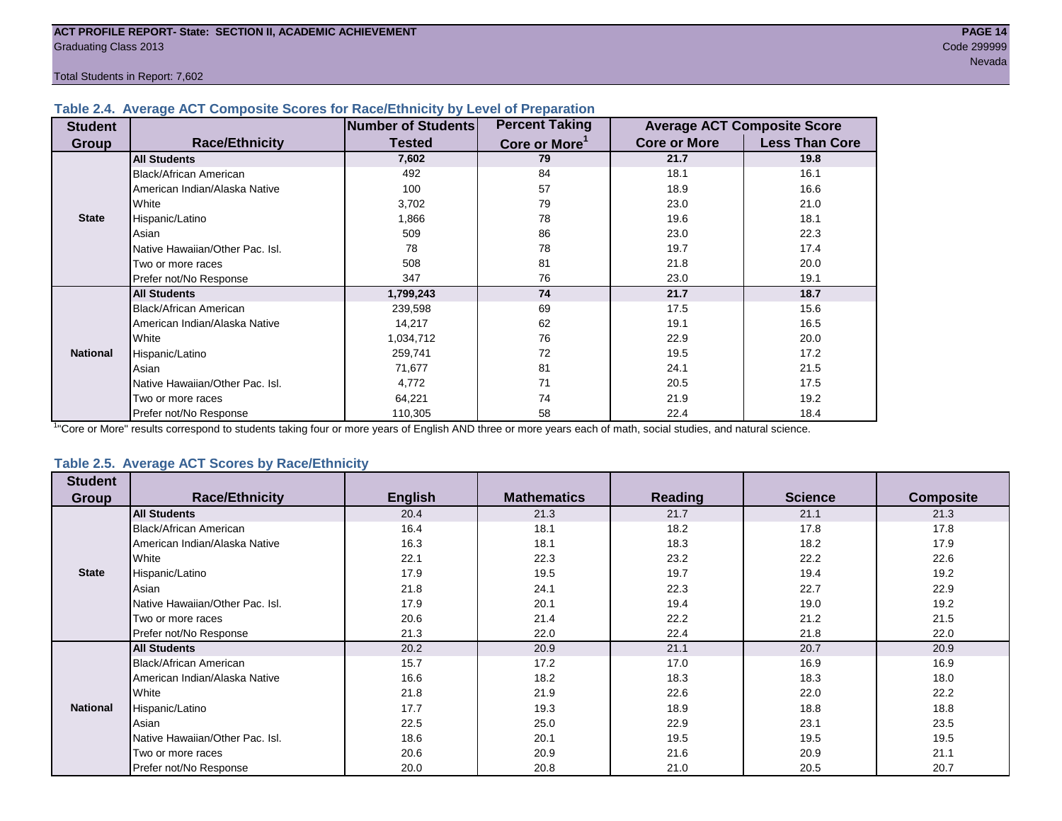ACT PROFILE REPORT- State: SECTION II, ACADEMIC ACHIEVEMENT

Graduating Class 2013

Code 299999

Nevada

Total Students in Report: 7,602

### Table 2.4. Average ACT Composite Scores for Race/Ethnicity by Level of Preparation

| Student Group | Race/Ethnicity | Number of Students Tested | Percent Taking Core or More[1] | Average ACT Composite Score | |
|---|---|---|---|---|---|
| | | | | Core or More | Less Than Core |
| State | **All Students** | **7,602** | **79** | **21.7** | **19.8** |
| | Black/African American | 492 | 84 | 18.1 | 16.1 |
| | American Indian/Alaska Native | 100 | 57 | 18.9 | 16.6 |
| | White | 3,702 | 79 | 23.0 | 21.0 |
| | Hispanic/Latino | 1,866 | 78 | 19.6 | 18.1 |
| | Asian | 509 | 86 | 23.0 | 22.3 |
| | Native Hawaiian/Other Pac. Isl. | 78 | 78 | 19.7 | 17.4 |
| | Two or more races | 508 | 81 | 21.8 | 20.0 |
| | Prefer not/No Response | 347 | 76 | 23.0 | 19.1 |
| National | **All Students** | **1,799,243** | **74** | **21.7** | **18.7** |
| | Black/African American | 239,598 | 69 | 17.5 | 15.6 |
| | American Indian/Alaska Native | 14,217 | 62 | 19.1 | 16.5 |
| | White | 1,034,712 | 76 | 22.9 | 20.0 |
| | Hispanic/Latino | 259,741 | 72 | 19.5 | 17.2 |
| | Asian | 71,677 | 81 | 24.1 | 21.5 |
| | Native Hawaiian/Other Pac. Isl. | 4,772 | 71 | 20.5 | 17.5 |
| | Two or more races | 64,221 | 74 | 21.9 | 19.2 |
| | Prefer not/No Response | 110,305 | 58 | 22.4 | 18.4 |

[1]"Core or More" results correspond to students taking four or more years of English AND three or more years each of math, social studies, and natural science.

### Table 2.5. Average ACT Scores by Race/Ethnicity

| Student Group | Race/Ethnicity | English | Mathematics | Reading | Science | Composite |
|---|---|---|---|---|---|---|
| State | **All Students** | 20.4 | 21.3 | 21.7 | 21.1 | 21.3 |
| | Black/African American | 16.4 | 18.1 | 18.2 | 17.8 | 17.8 |
| | American Indian/Alaska Native | 16.3 | 18.1 | 18.3 | 18.2 | 17.9 |
| | White | 22.1 | 22.3 | 23.2 | 22.2 | 22.6 |
| | Hispanic/Latino | 17.9 | 19.5 | 19.7 | 19.4 | 19.2 |
| | Asian | 21.8 | 24.1 | 22.3 | 22.7 | 22.9 |
| | Native Hawaiian/Other Pac. Isl. | 17.9 | 20.1 | 19.4 | 19.0 | 19.2 |
| | Two or more races | 20.6 | 21.4 | 22.2 | 21.2 | 21.5 |
| | Prefer not/No Response | 21.3 | 22.0 | 22.4 | 21.8 | 22.0 |
| National | **All Students** | 20.2 | 20.9 | 21.1 | 20.7 | 20.9 |
| | Black/African American | 15.7 | 17.2 | 17.0 | 16.9 | 16.9 |
| | American Indian/Alaska Native | 16.6 | 18.2 | 18.3 | 18.3 | 18.0 |
| | White | 21.8 | 21.9 | 22.6 | 22.0 | 22.2 |
| | Hispanic/Latino | 17.7 | 19.3 | 18.9 | 18.8 | 18.8 |
| | Asian | 22.5 | 25.0 | 22.9 | 23.1 | 23.5 |
| | Native Hawaiian/Other Pac. Isl. | 18.6 | 20.1 | 19.5 | 19.5 | 19.5 |
| | Two or more races | 20.6 | 20.9 | 21.6 | 20.9 | 21.1 |
| | Prefer not/No Response | 20.0 | 20.8 | 21.0 | 20.5 | 20.7 |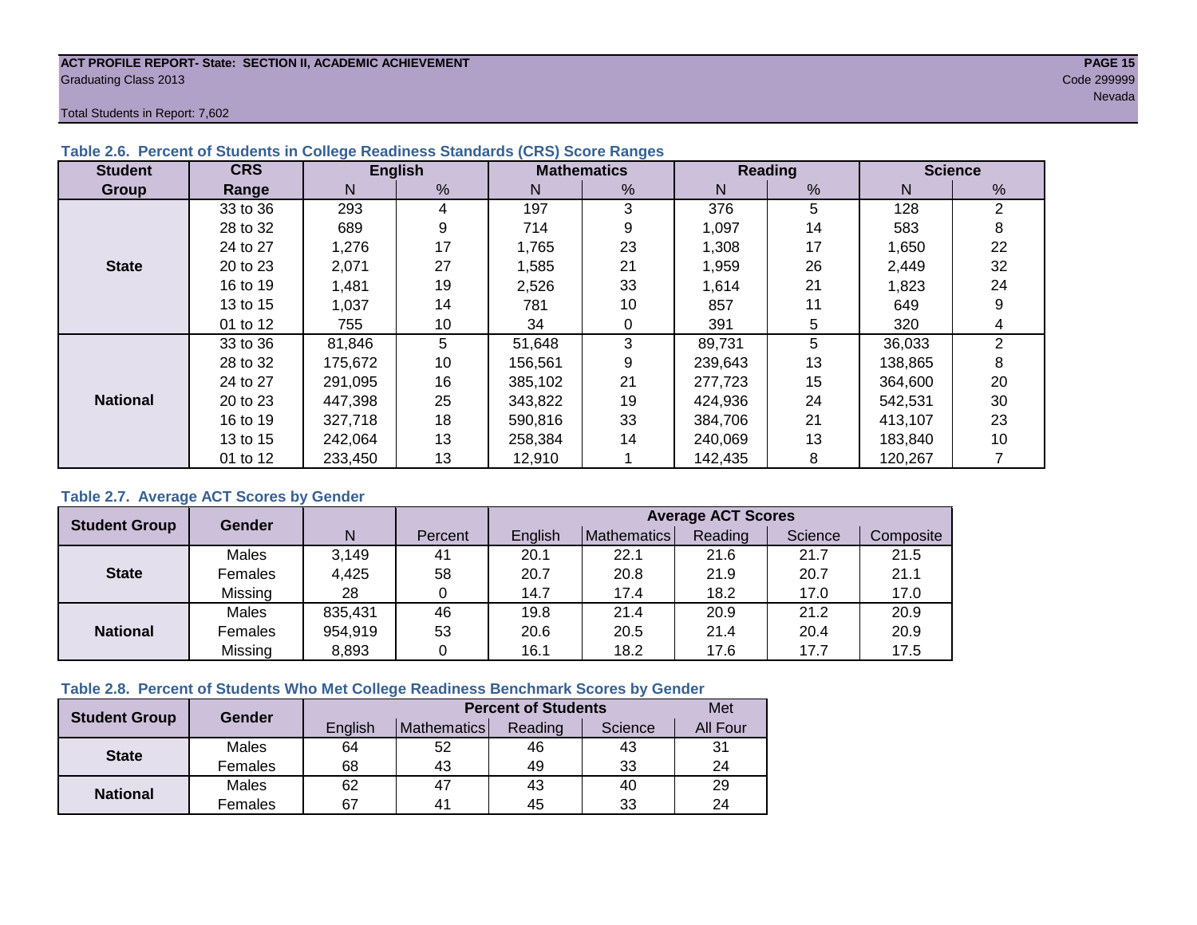ACT PROFILE REPORT- State: SECTION II, ACADEMIC ACHIEVEMENT
Graduating Class 2013

Code 299999
Nevada

Total Students in Report: 7,602

**Table 2.6. Percent of Students in College Readiness Standards (CRS) Score Ranges**

| Student Group | CRS Range | English N | English % | Mathematics N | Mathematics % | Reading N | Reading % | Science N | Science % |
|---|---|---|---|---|---|---|---|---|---|
| State | 33 to 36 | 293 | 4 | 197 | 3 | 376 | 5 | 128 | 2 |
| | 28 to 32 | 689 | 9 | 714 | 9 | 1,097 | 14 | 583 | 8 |
| | 24 to 27 | 1,276 | 17 | 1,765 | 23 | 1,308 | 17 | 1,650 | 22 |
| | 20 to 23 | 2,071 | 27 | 1,585 | 21 | 1,959 | 26 | 2,449 | 32 |
| | 16 to 19 | 1,481 | 19 | 2,526 | 33 | 1,614 | 21 | 1,823 | 24 |
| | 13 to 15 | 1,037 | 14 | 781 | 10 | 857 | 11 | 649 | 9 |
| | 01 to 12 | 755 | 10 | 34 | 0 | 391 | 5 | 320 | 4 |
| National | 33 to 36 | 81,846 | 5 | 51,648 | 3 | 89,731 | 5 | 36,033 | 2 |
| | 28 to 32 | 175,672 | 10 | 156,561 | 9 | 239,643 | 13 | 138,865 | 8 |
| | 24 to 27 | 291,095 | 16 | 385,102 | 21 | 277,723 | 15 | 364,600 | 20 |
| | 20 to 23 | 447,398 | 25 | 343,822 | 19 | 424,936 | 24 | 542,531 | 30 |
| | 16 to 19 | 327,718 | 18 | 590,816 | 33 | 384,706 | 21 | 413,107 | 23 |
| | 13 to 15 | 242,064 | 13 | 258,384 | 14 | 240,069 | 13 | 183,840 | 10 |
| | 01 to 12 | 233,450 | 13 | 12,910 | 1 | 142,435 | 8 | 120,267 | 7 |

**Table 2.7. Average ACT Scores by Gender**

| Student Group | Gender | N | Percent | Average ACT Scores: English | Mathematics | Reading | Science | Composite |
|---|---|---|---|---|---|---|---|---|
| State | Males | 3,149 | 41 | 20.1 | 22.1 | 21.6 | 21.7 | 21.5 |
| | Females | 4,425 | 58 | 20.7 | 20.8 | 21.9 | 20.7 | 21.1 |
| | Missing | 28 | 0 | 14.7 | 17.4 | 18.2 | 17.0 | 17.0 |
| National | Males | 835,431 | 46 | 19.8 | 21.4 | 20.9 | 21.2 | 20.9 |
| | Females | 954,919 | 53 | 20.6 | 20.5 | 21.4 | 20.4 | 20.9 |
| | Missing | 8,893 | 0 | 16.1 | 18.2 | 17.6 | 17.7 | 17.5 |

**Table 2.8. Percent of Students Who Met College Readiness Benchmark Scores by Gender**

| Student Group | Gender | Percent of Students: English | Mathematics | Reading | Science | Met All Four |
|---|---|---|---|---|---|---|
| State | Males | 64 | 52 | 46 | 43 | 31 |
| | Females | 68 | 43 | 49 | 33 | 24 |
| National | Males | 62 | 47 | 43 | 40 | 29 |
| | Females | 67 | 41 | 45 | 33 | 24 |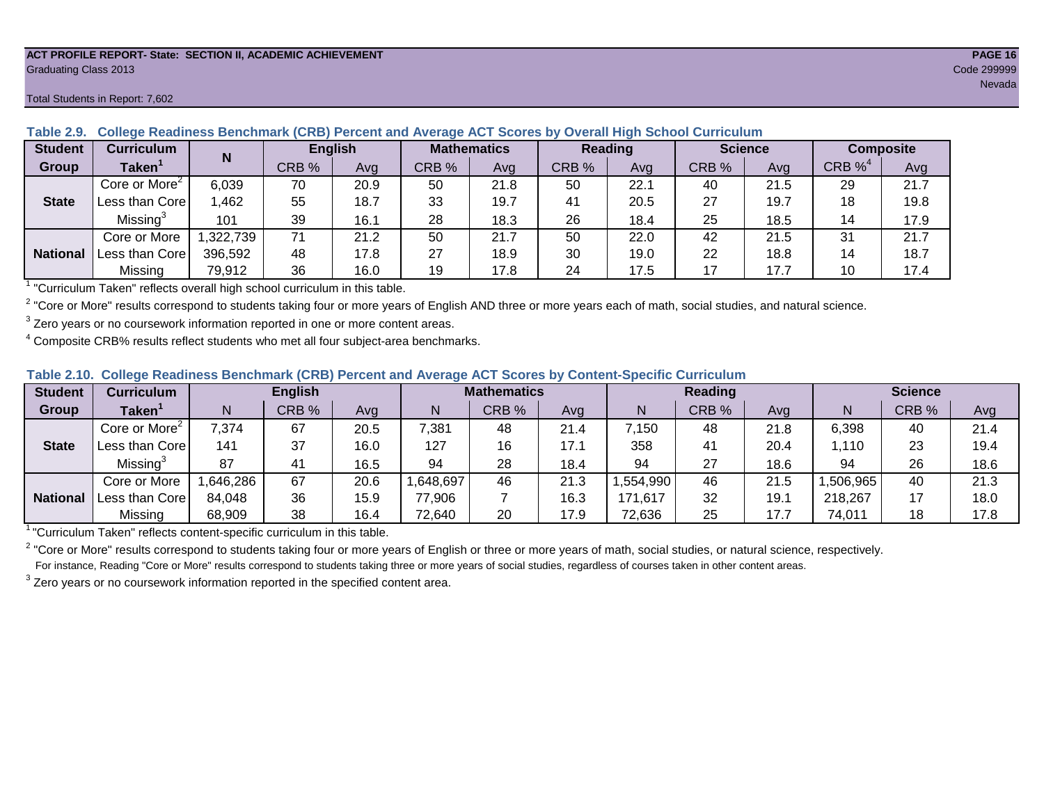ACT PROFILE REPORT- State: SECTION II, ACADEMIC ACHIEVEMENT
Graduating Class 2013
Code 299999
Nevada

Total Students in Report: 7,602

**Table 2.9. College Readiness Benchmark (CRB) Percent and Average ACT Scores by Overall High School Curriculum**

| Student Group | Curriculum Taken[1] | N | English | | Mathematics | | Reading | | Science | | Composite | |
|---|---|---|---|---|---|---|---|---|---|---|---|---|
| | | | CRB % | Avg | CRB % | Avg | CRB % | Avg | CRB % | Avg | CRB %[4] | Avg |
| State | Core or More[2] | 6,039 | 70 | 20.9 | 50 | 21.8 | 50 | 22.1 | 40 | 21.5 | 29 | 21.7 |
| | Less than Core | 1,462 | 55 | 18.7 | 33 | 19.7 | 41 | 20.5 | 27 | 19.7 | 18 | 19.8 |
| | Missing[3] | 101 | 39 | 16.1 | 28 | 18.3 | 26 | 18.4 | 25 | 18.5 | 14 | 17.9 |
| National | Core or More | 1,322,739 | 71 | 21.2 | 50 | 21.7 | 50 | 22.0 | 42 | 21.5 | 31 | 21.7 |
| | Less than Core | 396,592 | 48 | 17.8 | 27 | 18.9 | 30 | 19.0 | 22 | 18.8 | 14 | 18.7 |
| | Missing | 79,912 | 36 | 16.0 | 19 | 17.8 | 24 | 17.5 | 17 | 17.7 | 10 | 17.4 |

[1] "Curriculum Taken" reflects overall high school curriculum in this table.

[2] "Core or More" results correspond to students taking four or more years of English AND three or more years each of math, social studies, and natural science.

[3] Zero years or no coursework information reported in one or more content areas.

[4] Composite CRB% results reflect students who met all four subject-area benchmarks.

**Table 2.10. College Readiness Benchmark (CRB) Percent and Average ACT Scores by Content-Specific Curriculum**

| Student Group | Curriculum Taken[1] | English | | | Mathematics | | | Reading | | | Science | | |
|---|---|---|---|---|---|---|---|---|---|---|---|---|---|
| | | N | CRB % | Avg | N | CRB % | Avg | N | CRB % | Avg | N | CRB % | Avg |
| State | Core or More[2] | 7,374 | 67 | 20.5 | 7,381 | 48 | 21.4 | 7,150 | 48 | 21.8 | 6,398 | 40 | 21.4 |
| | Less than Core | 141 | 37 | 16.0 | 127 | 16 | 17.1 | 358 | 41 | 20.4 | 1,110 | 23 | 19.4 |
| | Missing[3] | 87 | 41 | 16.5 | 94 | 28 | 18.4 | 94 | 27 | 18.6 | 94 | 26 | 18.6 |
| National | Core or More | 1,646,286 | 67 | 20.6 | 1,648,697 | 46 | 21.3 | 1,554,990 | 46 | 21.5 | 1,506,965 | 40 | 21.3 |
| | Less than Core | 84,048 | 36 | 15.9 | 77,906 | 7 | 16.3 | 171,617 | 32 | 19.1 | 218,267 | 17 | 18.0 |
| | Missing | 68,909 | 38 | 16.4 | 72,640 | 20 | 17.9 | 72,636 | 25 | 17.7 | 74,011 | 18 | 17.8 |

[1] "Curriculum Taken" reflects content-specific curriculum in this table.

[2] "Core or More" results correspond to students taking four or more years of English or three or more years of math, social studies, or natural science, respectively.
For instance, Reading "Core or More" results correspond to students taking three or more years of social studies, regardless of courses taken in other content areas.

[3] Zero years or no coursework information reported in the specified content area.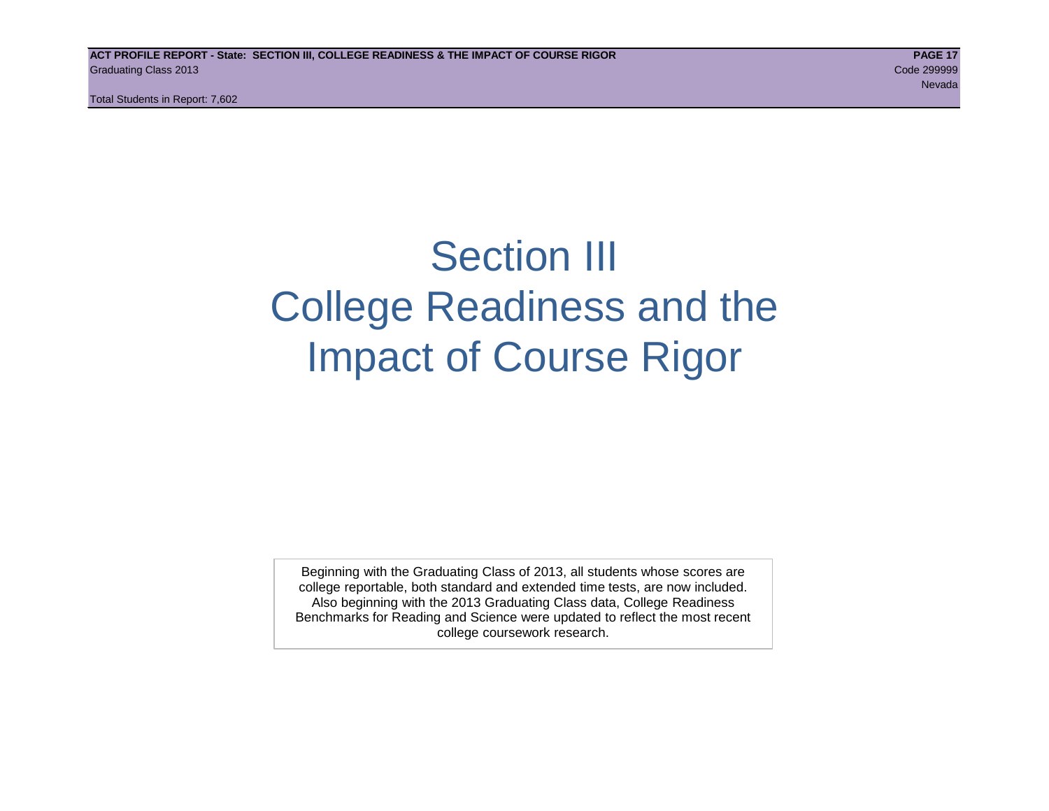# Section III
# College Readiness and the Impact of Course Rigor

Beginning with the Graduating Class of 2013, all students whose scores are college reportable, both standard and extended time tests, are now included. Also beginning with the 2013 Graduating Class data, College Readiness Benchmarks for Reading and Science were updated to reflect the most recent college coursework research.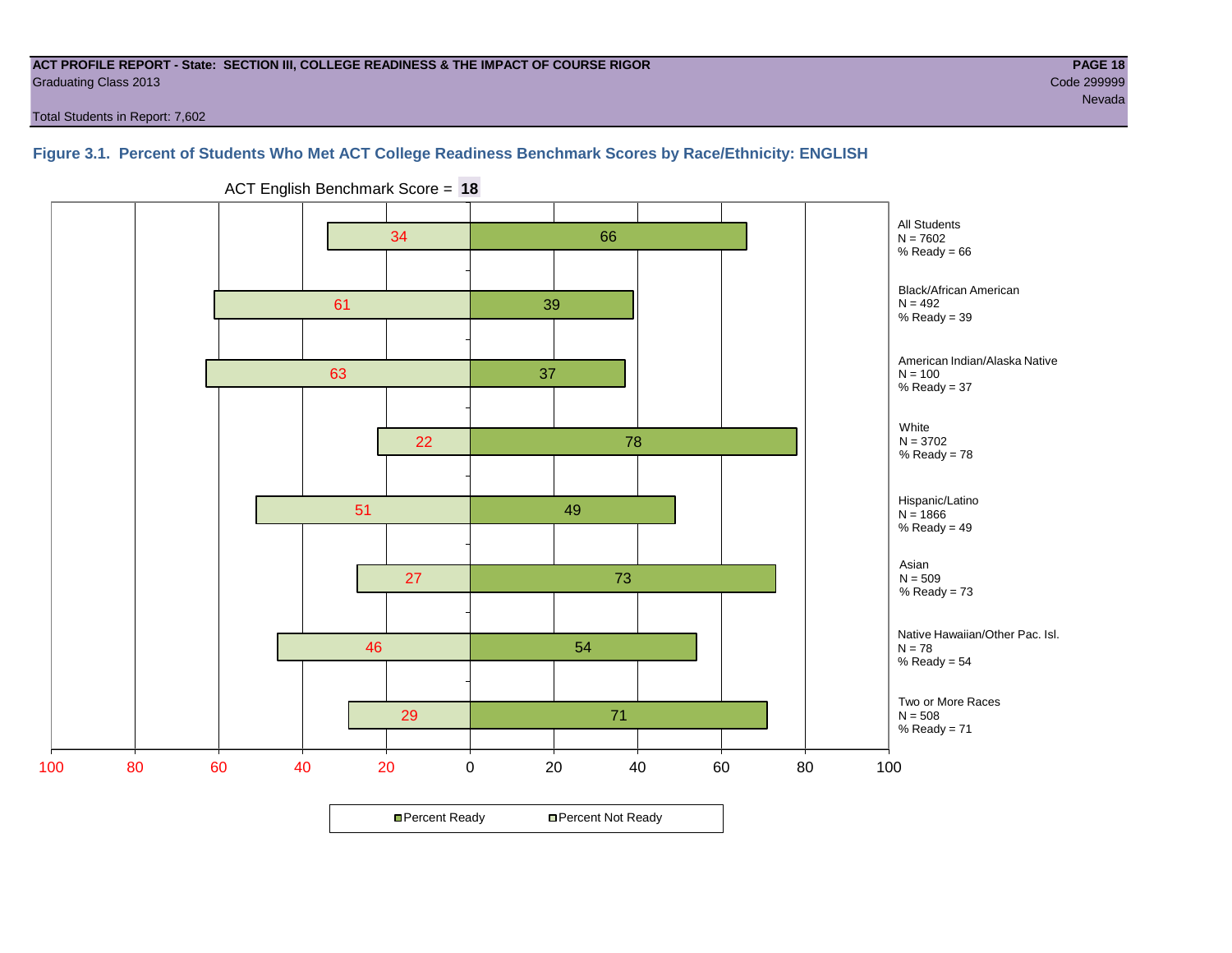ACT PROFILE REPORT - State: SECTION III, COLLEGE READINESS & THE IMPACT OF COURSE RIGOR
Graduating Class 2013

Code 299999
Nevada

Total Students in Report: 7,602

### Figure 3.1. Percent of Students Who Met ACT College Readiness Benchmark Scores by Race/Ethnicity: ENGLISH

ACT English Benchmark Score = **18**

| Group | N | Percent Not Ready | Percent Ready |
|---|---|---|---|
| All Students | 7602 | 34 | 66 |
| Black/African American | 492 | 61 | 39 |
| American Indian/Alaska Native | 100 | 63 | 37 |
| White | 3702 | 22 | 78 |
| Hispanic/Latino | 1866 | 51 | 49 |
| Asian | 509 | 27 | 73 |
| Native Hawaiian/Other Pac. Isl. | 78 | 46 | 54 |
| Two or More Races | 508 | 29 | 71 |

All Students
N = 7602
% Ready = 66

Black/African American
N = 492
% Ready = 39

American Indian/Alaska Native
N = 100
% Ready = 37

White
N = 3702
% Ready = 78

Hispanic/Latino
N = 1866
% Ready = 49

Asian
N = 509
% Ready = 73

Native Hawaiian/Other Pac. Isl.
N = 78
% Ready = 54

Two or More Races
N = 508
% Ready = 71

Percent Ready | Percent Not Ready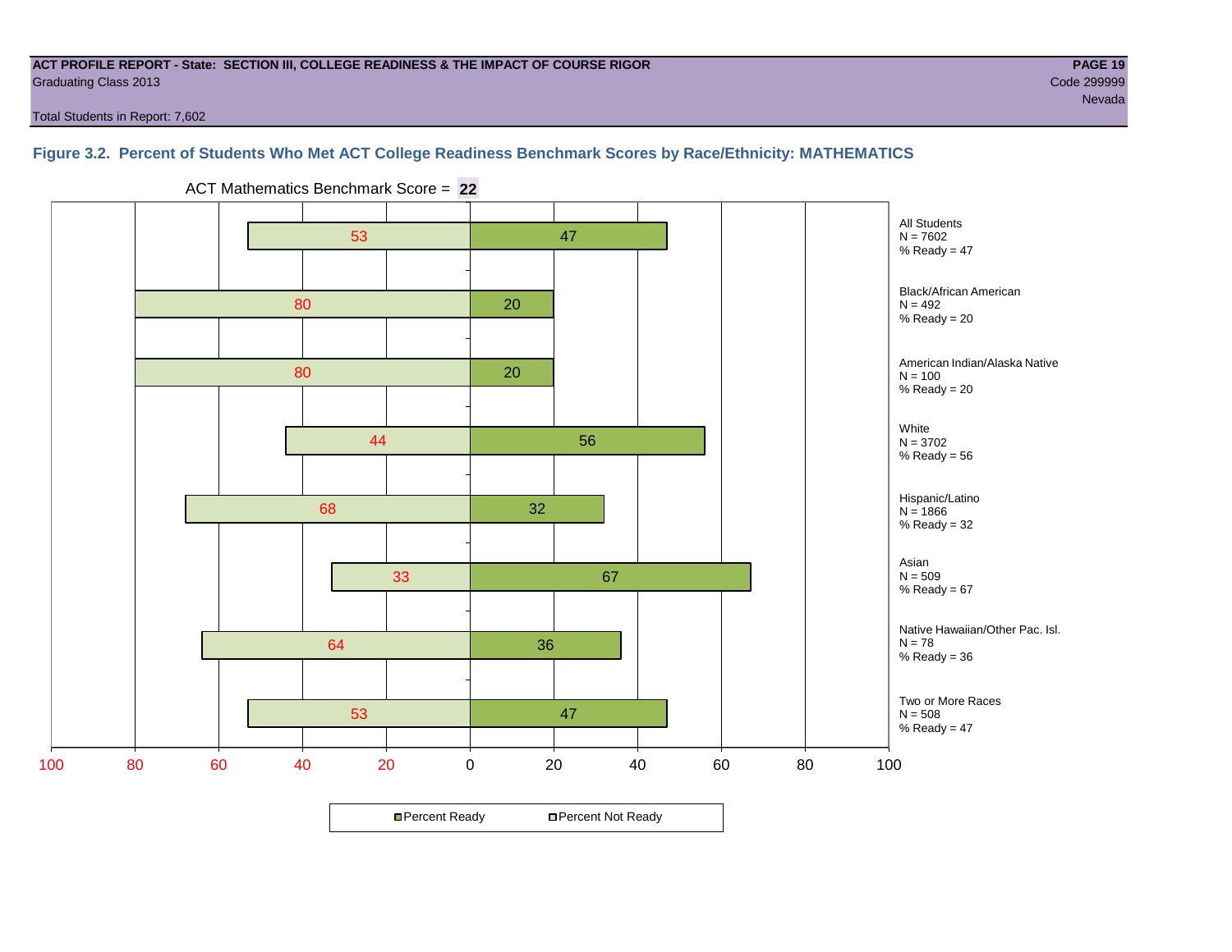**ACT PROFILE REPORT - State: SECTION III, COLLEGE READINESS & THE IMPACT OF COURSE RIGOR**
Graduating Class 2013

Code 299999
Nevada

Total Students in Report: 7,602

## Figure 3.2. Percent of Students Who Met ACT College Readiness Benchmark Scores by Race/Ethnicity: MATHEMATICS

ACT Mathematics Benchmark Score = **22**

| Group | N | Percent Not Ready | Percent Ready |
|---|---|---|---|
| All Students | 7602 | 53 | 47 |
| Black/African American | 492 | 80 | 20 |
| American Indian/Alaska Native | 100 | 80 | 20 |
| White | 3702 | 44 | 56 |
| Hispanic/Latino | 1866 | 68 | 32 |
| Asian | 509 | 33 | 67 |
| Native Hawaiian/Other Pac. Isl. | 78 | 64 | 36 |
| Two or More Races | 508 | 53 | 47 |

All Students
N = 7602
% Ready = 47

Black/African American
N = 492
% Ready = 20

American Indian/Alaska Native
N = 100
% Ready = 20

White
N = 3702
% Ready = 56

Hispanic/Latino
N = 1866
% Ready = 32

Asian
N = 509
% Ready = 67

Native Hawaiian/Other Pac. Isl.
N = 78
% Ready = 36

Two or More Races
N = 508
% Ready = 47

■Percent Ready □Percent Not Ready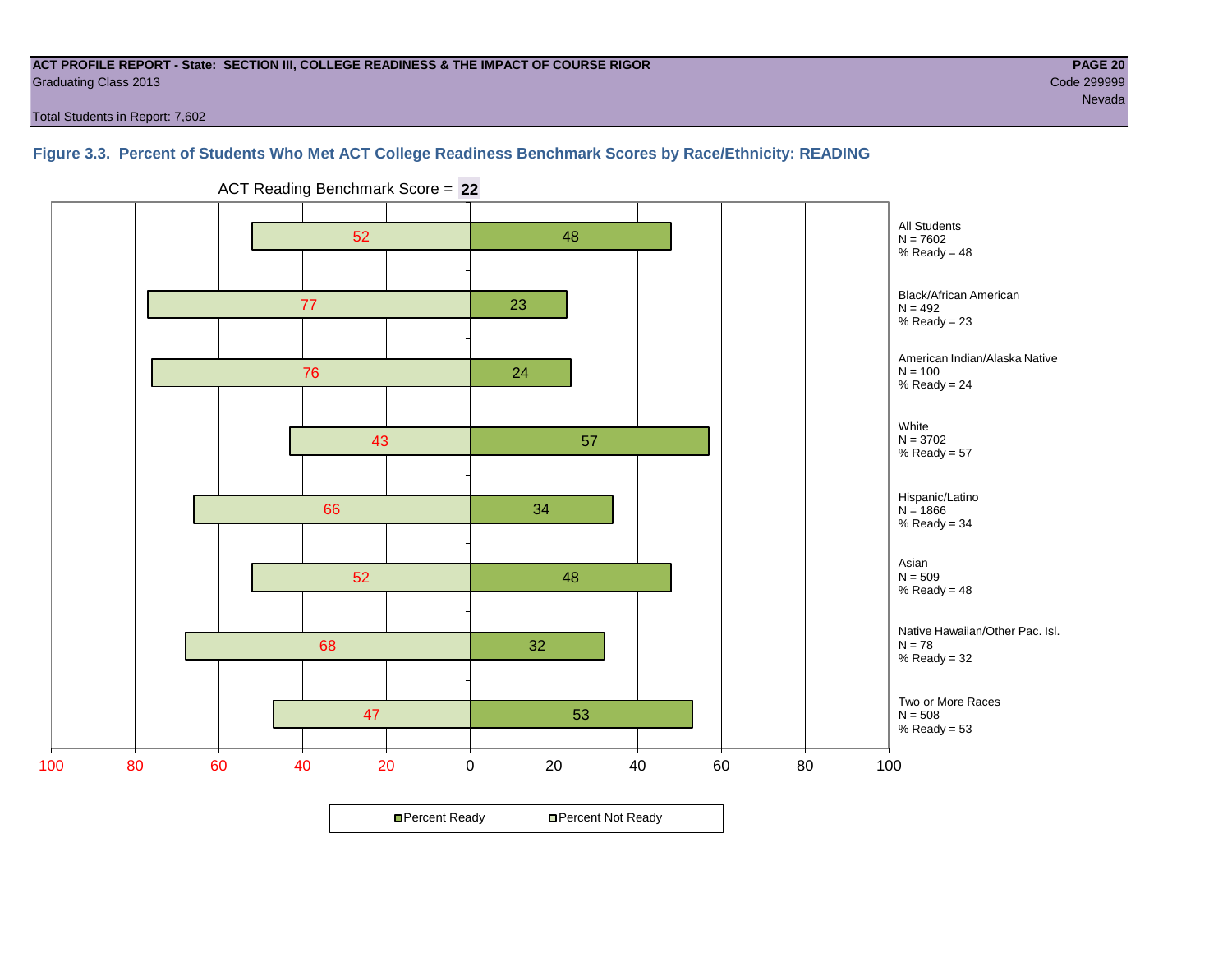**ACT PROFILE REPORT - State: SECTION III, COLLEGE READINESS & THE IMPACT OF COURSE RIGOR**
Graduating Class 2013

**PAGE 20**
Code 299999
Nevada

Total Students in Report: 7,602

### Figure 3.3. Percent of Students Who Met ACT College Readiness Benchmark Scores by Race/Ethnicity: READING

ACT Reading Benchmark Score = **22**

| Group | N | Percent Not Ready | Percent Ready |
|---|---|---|---|
| All Students | 7602 | 52 | 48 |
| Black/African American | 492 | 77 | 23 |
| American Indian/Alaska Native | 100 | 76 | 24 |
| White | 3702 | 43 | 57 |
| Hispanic/Latino | 1866 | 66 | 34 |
| Asian | 509 | 52 | 48 |
| Native Hawaiian/Other Pac. Isl. | 78 | 68 | 32 |
| Two or More Races | 508 | 47 | 53 |

Percent Ready | Percent Not Ready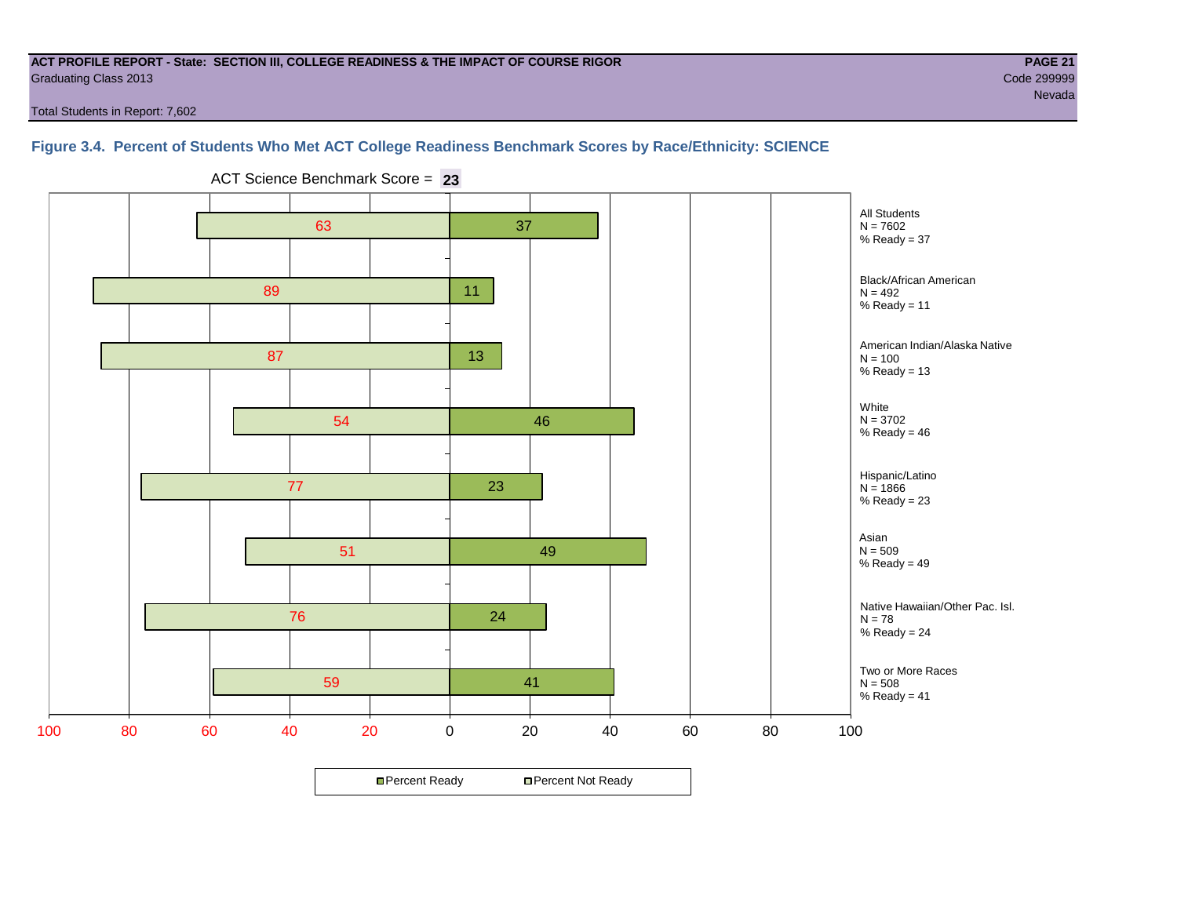ACT PROFILE REPORT - State: SECTION III, COLLEGE READINESS & THE IMPACT OF COURSE RIGOR
Graduating Class 2013
Code 299999
Nevada
Total Students in Report: 7,602

### Figure 3.4. Percent of Students Who Met ACT College Readiness Benchmark Scores by Race/Ethnicity: SCIENCE

ACT Science Benchmark Score = **23**

| Group | N | Percent Not Ready | Percent Ready |
|---|---|---|---|
| All Students | 7602 | 63 | 37 |
| Black/African American | 492 | 89 | 11 |
| American Indian/Alaska Native | 100 | 87 | 13 |
| White | 3702 | 54 | 46 |
| Hispanic/Latino | 1866 | 77 | 23 |
| Asian | 509 | 51 | 49 |
| Native Hawaiian/Other Pac. Isl. | 78 | 76 | 24 |
| Two or More Races | 508 | 59 | 41 |

■ Percent Ready ■ Percent Not Ready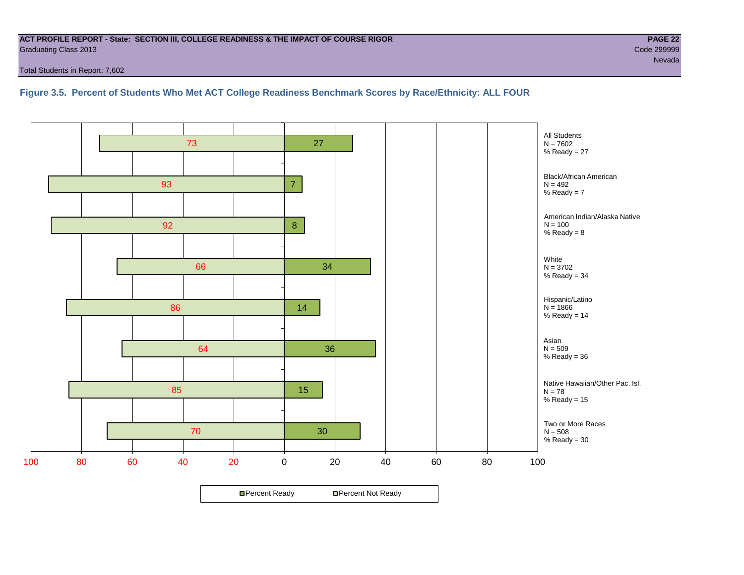**ACT PROFILE REPORT - State: SECTION III, COLLEGE READINESS & THE IMPACT OF COURSE RIGOR**
Graduating Class 2013
Code 299999
Nevada

Total Students in Report: 7,602

### Figure 3.5. Percent of Students Who Met ACT College Readiness Benchmark Scores by Race/Ethnicity: ALL FOUR

| Group | N | Percent Not Ready | Percent Ready |
|---|---|---|---|
| All Students | 7602 | 73 | 27 |
| Black/African American | 492 | 93 | 7 |
| American Indian/Alaska Native | 100 | 92 | 8 |
| White | 3702 | 66 | 34 |
| Hispanic/Latino | 1866 | 86 | 14 |
| Asian | 509 | 64 | 36 |
| Native Hawaiian/Other Pac. Isl. | 78 | 85 | 15 |
| Two or More Races | 508 | 70 | 30 |

Percent Ready | Percent Not Ready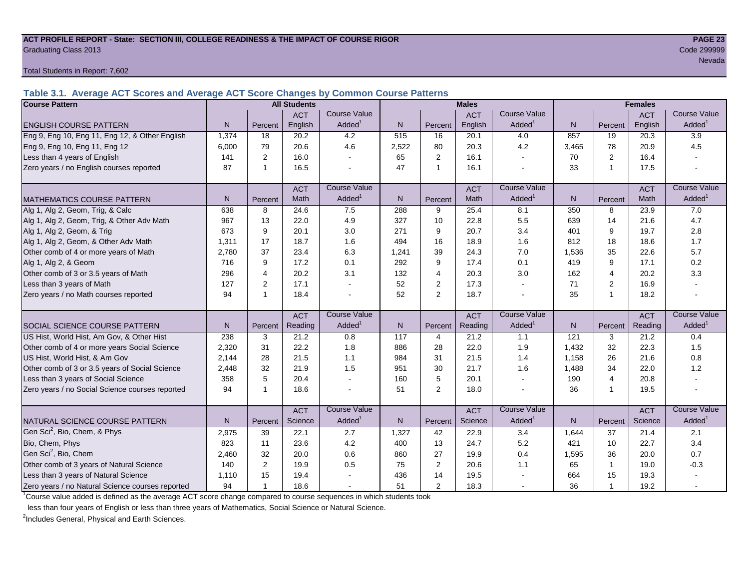**ACT PROFILE REPORT - State: SECTION III, COLLEGE READINESS & THE IMPACT OF COURSE RIGOR**
Graduating Class 2013

Code 299999
Nevada

Total Students in Report: 7,602

### Table 3.1. Average ACT Scores and Average ACT Score Changes by Common Course Patterns

| Course Pattern | All Students | | | | Males | | | | Females | | | |
|---|---|---|---|---|---|---|---|---|---|---|---|---|
| ENGLISH COURSE PATTERN | N | Percent | ACT English | Course Value Added[1] | N | Percent | ACT English | Course Value Added[1] | N | Percent | ACT English | Course Value Added[1] |
| Eng 9, Eng 10, Eng 11, Eng 12, & Other English | 1,374 | 18 | 20.2 | 4.2 | 515 | 16 | 20.1 | 4.0 | 857 | 19 | 20.3 | 3.9 |
| Eng 9, Eng 10, Eng 11, Eng 12 | 6,000 | 79 | 20.6 | 4.6 | 2,522 | 80 | 20.3 | 4.2 | 3,465 | 78 | 20.9 | 4.5 |
| Less than 4 years of English | 141 | 2 | 16.0 | - | 65 | 2 | 16.1 | - | 70 | 2 | 16.4 | - |
| Zero years / no English courses reported | 87 | 1 | 16.5 | - | 47 | 1 | 16.1 | - | 33 | 1 | 17.5 | - |
| MATHEMATICS COURSE PATTERN | N | Percent | ACT Math | Course Value Added[1] | N | Percent | ACT Math | Course Value Added[1] | N | Percent | ACT Math | Course Value Added[1] |
| Alg 1, Alg 2, Geom, Trig, & Calc | 638 | 8 | 24.6 | 7.5 | 288 | 9 | 25.4 | 8.1 | 350 | 8 | 23.9 | 7.0 |
| Alg 1, Alg 2, Geom, Trig, & Other Adv Math | 967 | 13 | 22.0 | 4.9 | 327 | 10 | 22.8 | 5.5 | 639 | 14 | 21.6 | 4.7 |
| Alg 1, Alg 2, Geom, & Trig | 673 | 9 | 20.1 | 3.0 | 271 | 9 | 20.7 | 3.4 | 401 | 9 | 19.7 | 2.8 |
| Alg 1, Alg 2, Geom, & Other Adv Math | 1,311 | 17 | 18.7 | 1.6 | 494 | 16 | 18.9 | 1.6 | 812 | 18 | 18.6 | 1.7 |
| Other comb of 4 or more years of Math | 2,780 | 37 | 23.4 | 6.3 | 1,241 | 39 | 24.3 | 7.0 | 1,536 | 35 | 22.6 | 5.7 |
| Alg 1, Alg 2, & Geom | 716 | 9 | 17.2 | 0.1 | 292 | 9 | 17.4 | 0.1 | 419 | 9 | 17.1 | 0.2 |
| Other comb of 3 or 3.5 years of Math | 296 | 4 | 20.2 | 3.1 | 132 | 4 | 20.3 | 3.0 | 162 | 4 | 20.2 | 3.3 |
| Less than 3 years of Math | 127 | 2 | 17.1 | - | 52 | 2 | 17.3 | - | 71 | 2 | 16.9 | - |
| Zero years / no Math courses reported | 94 | 1 | 18.4 | - | 52 | 2 | 18.7 | - | 35 | 1 | 18.2 | - |
| SOCIAL SCIENCE COURSE PATTERN | N | Percent | ACT Reading | Course Value Added[1] | N | Percent | ACT Reading | Course Value Added[1] | N | Percent | ACT Reading | Course Value Added[1] |
| US Hist, World Hist, Am Gov, & Other Hist | 238 | 3 | 21.2 | 0.8 | 117 | 4 | 21.2 | 1.1 | 121 | 3 | 21.2 | 0.4 |
| Other comb of 4 or more years Social Science | 2,320 | 31 | 22.2 | 1.8 | 886 | 28 | 22.0 | 1.9 | 1,432 | 32 | 22.3 | 1.5 |
| US Hist, World Hist, & Am Gov | 2,144 | 28 | 21.5 | 1.1 | 984 | 31 | 21.5 | 1.4 | 1,158 | 26 | 21.6 | 0.8 |
| Other comb of 3 or 3.5 years of Social Science | 2,448 | 32 | 21.9 | 1.5 | 951 | 30 | 21.7 | 1.6 | 1,488 | 34 | 22.0 | 1.2 |
| Less than 3 years of Social Science | 358 | 5 | 20.4 | - | 160 | 5 | 20.1 | - | 190 | 4 | 20.8 | - |
| Zero years / no Social Science courses reported | 94 | 1 | 18.6 | - | 51 | 2 | 18.0 | - | 36 | 1 | 19.5 | - |
| NATURAL SCIENCE COURSE PATTERN | N | Percent | ACT Science | Course Value Added[1] | N | Percent | ACT Science | Course Value Added[1] | N | Percent | ACT Science | Course Value Added[1] |
| Gen Sci[2], Bio, Chem, & Phys | 2,975 | 39 | 22.1 | 2.7 | 1,327 | 42 | 22.9 | 3.4 | 1,644 | 37 | 21.4 | 2.1 |
| Bio, Chem, Phys | 823 | 11 | 23.6 | 4.2 | 400 | 13 | 24.7 | 5.2 | 421 | 10 | 22.7 | 3.4 |
| Gen Sci[2], Bio, Chem | 2,460 | 32 | 20.0 | 0.6 | 860 | 27 | 19.9 | 0.4 | 1,595 | 36 | 20.0 | 0.7 |
| Other comb of 3 years of Natural Science | 140 | 2 | 19.9 | 0.5 | 75 | 2 | 20.6 | 1.1 | 65 | 1 | 19.0 | -0.3 |
| Less than 3 years of Natural Science | 1,110 | 15 | 19.4 | - | 436 | 14 | 19.5 | - | 664 | 15 | 19.3 | - |
| Zero years / no Natural Science courses reported | 94 | 1 | 18.6 | - | 51 | 2 | 18.3 | - | 36 | 1 | 19.2 | - |

[1]Course value added is defined as the average ACT score change compared to course sequences in which students took less than four years of English or less than three years of Mathematics, Social Science or Natural Science.

[2]Includes General, Physical and Earth Sciences.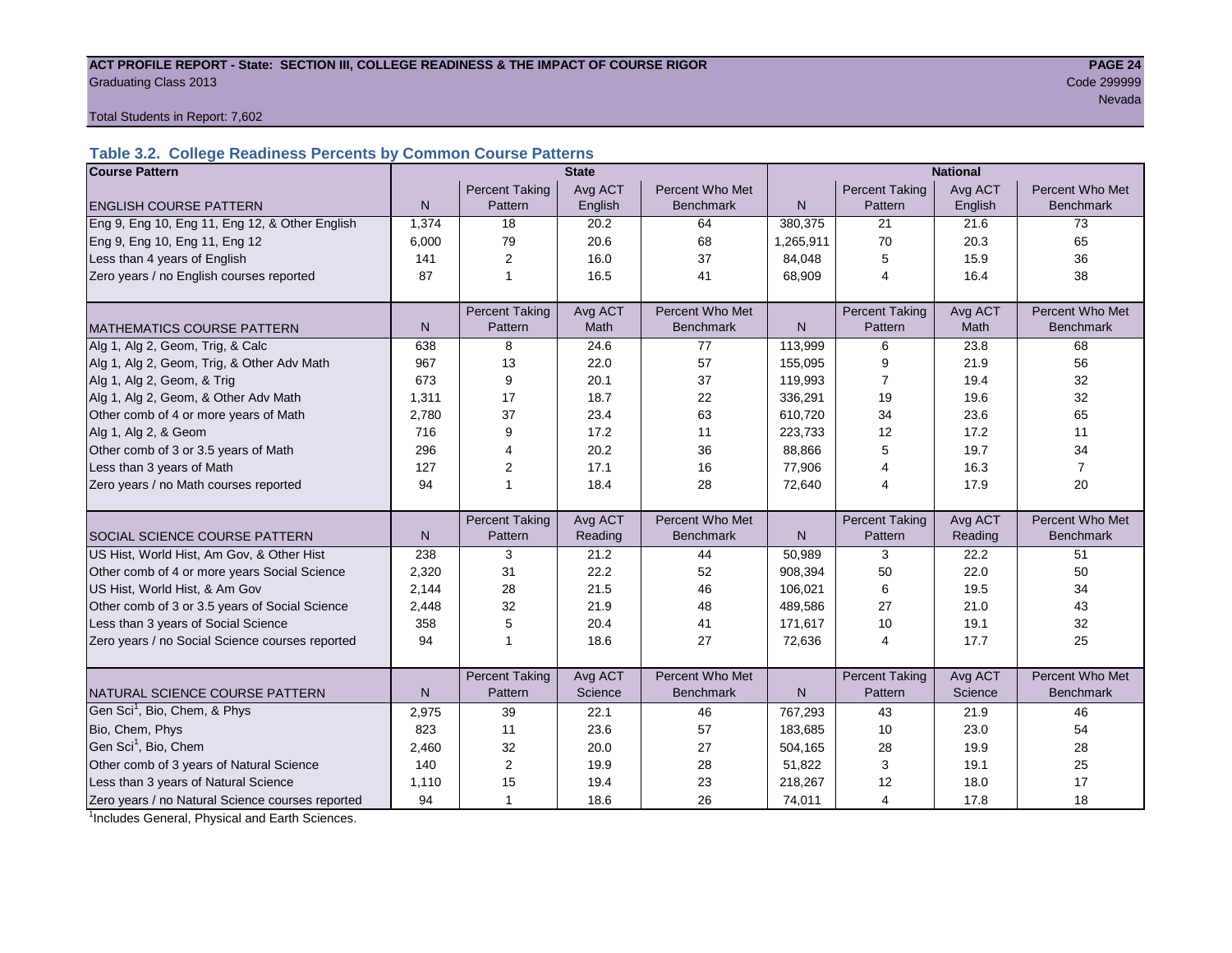**ACT PROFILE REPORT - State: SECTION III, COLLEGE READINESS & THE IMPACT OF COURSE RIGOR**
Graduating Class 2013
Code 299999
Nevada

Total Students in Report: 7,602

### Table 3.2. College Readiness Percents by Common Course Patterns

| Course Pattern | State | | | | National | | | |
|---|---|---|---|---|---|---|---|---|
| ENGLISH COURSE PATTERN | N | Percent Taking Pattern | Avg ACT English | Percent Who Met Benchmark | N | Percent Taking Pattern | Avg ACT English | Percent Who Met Benchmark |
| Eng 9, Eng 10, Eng 11, Eng 12, & Other English | 1,374 | 18 | 20.2 | 64 | 380,375 | 21 | 21.6 | 73 |
| Eng 9, Eng 10, Eng 11, Eng 12 | 6,000 | 79 | 20.6 | 68 | 1,265,911 | 70 | 20.3 | 65 |
| Less than 4 years of English | 141 | 2 | 16.0 | 37 | 84,048 | 5 | 15.9 | 36 |
| Zero years / no English courses reported | 87 | 1 | 16.5 | 41 | 68,909 | 4 | 16.4 | 38 |
| MATHEMATICS COURSE PATTERN | N | Percent Taking Pattern | Avg ACT Math | Percent Who Met Benchmark | N | Percent Taking Pattern | Avg ACT Math | Percent Who Met Benchmark |
| Alg 1, Alg 2, Geom, Trig, & Calc | 638 | 8 | 24.6 | 77 | 113,999 | 6 | 23.8 | 68 |
| Alg 1, Alg 2, Geom, Trig, & Other Adv Math | 967 | 13 | 22.0 | 57 | 155,095 | 9 | 21.9 | 56 |
| Alg 1, Alg 2, Geom, & Trig | 673 | 9 | 20.1 | 37 | 119,993 | 7 | 19.4 | 32 |
| Alg 1, Alg 2, Geom, & Other Adv Math | 1,311 | 17 | 18.7 | 22 | 336,291 | 19 | 19.6 | 32 |
| Other comb of 4 or more years of Math | 2,780 | 37 | 23.4 | 63 | 610,720 | 34 | 23.6 | 65 |
| Alg 1, Alg 2, & Geom | 716 | 9 | 17.2 | 11 | 223,733 | 12 | 17.2 | 11 |
| Other comb of 3 or 3.5 years of Math | 296 | 4 | 20.2 | 36 | 88,866 | 5 | 19.7 | 34 |
| Less than 3 years of Math | 127 | 2 | 17.1 | 16 | 77,906 | 4 | 16.3 | 7 |
| Zero years / no Math courses reported | 94 | 1 | 18.4 | 28 | 72,640 | 4 | 17.9 | 20 |
| SOCIAL SCIENCE COURSE PATTERN | N | Percent Taking Pattern | Avg ACT Reading | Percent Who Met Benchmark | N | Percent Taking Pattern | Avg ACT Reading | Percent Who Met Benchmark |
| US Hist, World Hist, Am Gov, & Other Hist | 238 | 3 | 21.2 | 44 | 50,989 | 3 | 22.2 | 51 |
| Other comb of 4 or more years Social Science | 2,320 | 31 | 22.2 | 52 | 908,394 | 50 | 22.0 | 50 |
| US Hist, World Hist, & Am Gov | 2,144 | 28 | 21.5 | 46 | 106,021 | 6 | 19.5 | 34 |
| Other comb of 3 or 3.5 years of Social Science | 2,448 | 32 | 21.9 | 48 | 489,586 | 27 | 21.0 | 43 |
| Less than 3 years of Social Science | 358 | 5 | 20.4 | 41 | 171,617 | 10 | 19.1 | 32 |
| Zero years / no Social Science courses reported | 94 | 1 | 18.6 | 27 | 72,636 | 4 | 17.7 | 25 |
| NATURAL SCIENCE COURSE PATTERN | N | Percent Taking Pattern | Avg ACT Science | Percent Who Met Benchmark | N | Percent Taking Pattern | Avg ACT Science | Percent Who Met Benchmark |
| Gen Sci[1], Bio, Chem, & Phys | 2,975 | 39 | 22.1 | 46 | 767,293 | 43 | 21.9 | 46 |
| Bio, Chem, Phys | 823 | 11 | 23.6 | 57 | 183,685 | 10 | 23.0 | 54 |
| Gen Sci[1], Bio, Chem | 2,460 | 32 | 20.0 | 27 | 504,165 | 28 | 19.9 | 28 |
| Other comb of 3 years of Natural Science | 140 | 2 | 19.9 | 28 | 51,822 | 3 | 19.1 | 25 |
| Less than 3 years of Natural Science | 1,110 | 15 | 19.4 | 23 | 218,267 | 12 | 18.0 | 17 |
| Zero years / no Natural Science courses reported | 94 | 1 | 18.6 | 26 | 74,011 | 4 | 17.8 | 18 |

[1]Includes General, Physical and Earth Sciences.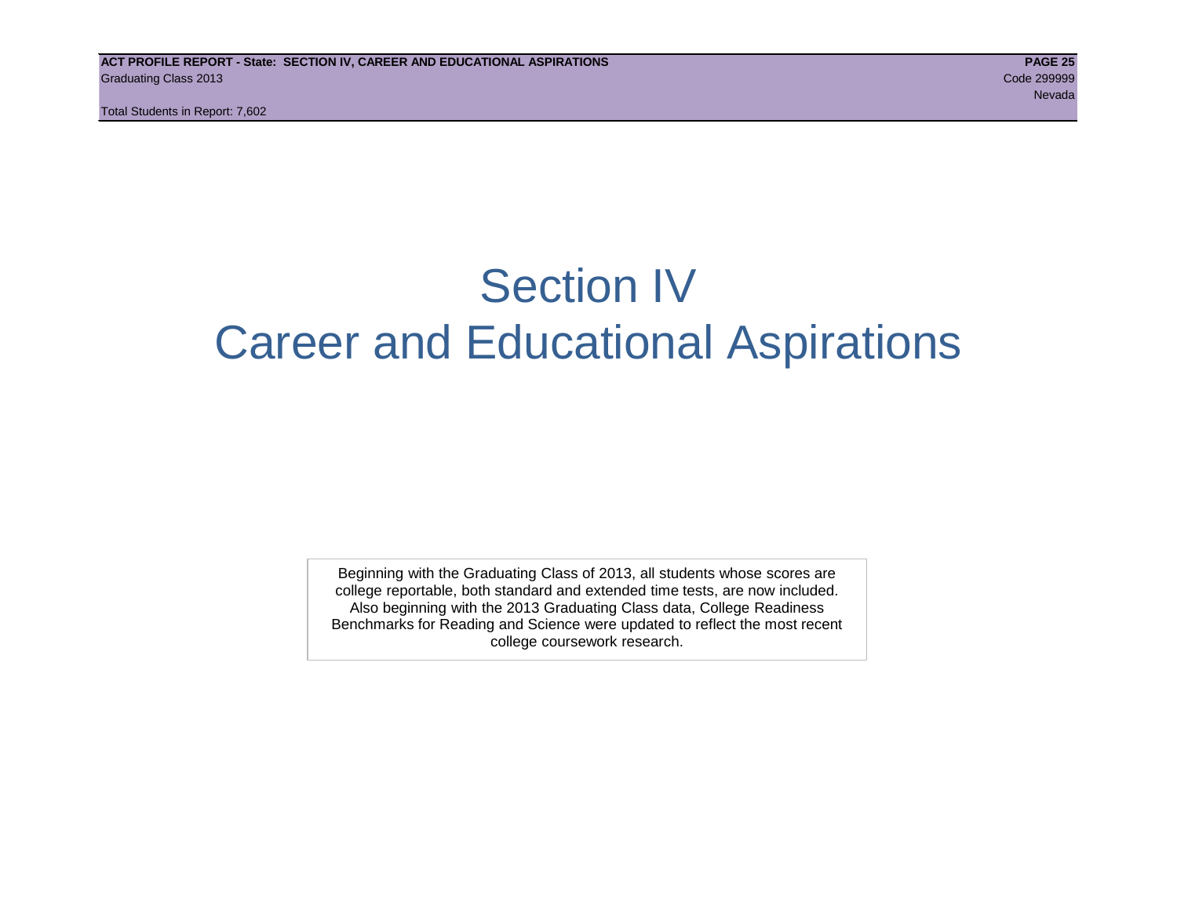# Section IV
# Career and Educational Aspirations

Beginning with the Graduating Class of 2013, all students whose scores are college reportable, both standard and extended time tests, are now included. Also beginning with the 2013 Graduating Class data, College Readiness Benchmarks for Reading and Science were updated to reflect the most recent college coursework research.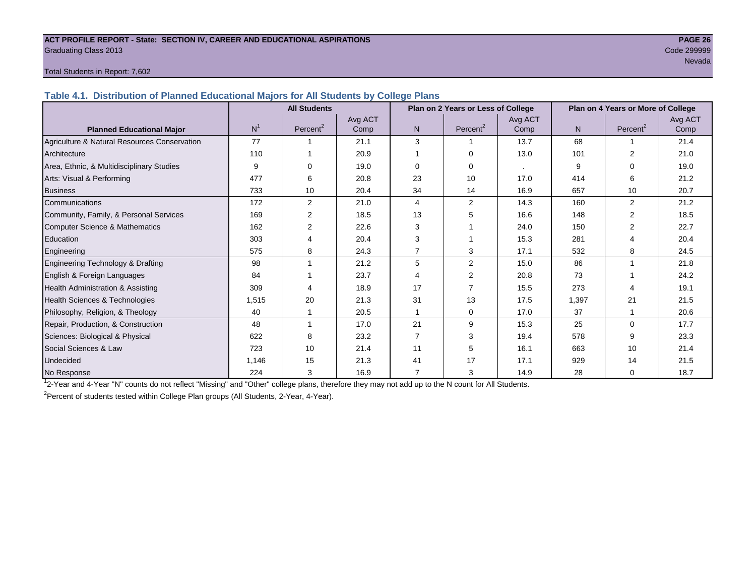ACT PROFILE REPORT - State: SECTION IV, CAREER AND EDUCATIONAL ASPIRATIONS
Graduating Class 2013
Code 299999
Nevada

Total Students in Report: 7,602

### Table 4.1. Distribution of Planned Educational Majors for All Students by College Plans

| Planned Educational Major | All Students | | | Plan on 2 Years or Less of College | | | Plan on 4 Years or More of College | | |
|---|---|---|---|---|---|---|---|---|---|
| | N[1] | Percent[2] | Avg ACT Comp | N | Percent[2] | Avg ACT Comp | N | Percent[2] | Avg ACT Comp |
| Agriculture & Natural Resources Conservation | 77 | 1 | 21.1 | 3 | 1 | 13.7 | 68 | 1 | 21.4 |
| Architecture | 110 | 1 | 20.9 | 1 | 0 | 13.0 | 101 | 2 | 21.0 |
| Area, Ethnic, & Multidisciplinary Studies | 9 | 0 | 19.0 | 0 | 0 | . | 9 | 0 | 19.0 |
| Arts: Visual & Performing | 477 | 6 | 20.8 | 23 | 10 | 17.0 | 414 | 6 | 21.2 |
| Business | 733 | 10 | 20.4 | 34 | 14 | 16.9 | 657 | 10 | 20.7 |
| Communications | 172 | 2 | 21.0 | 4 | 2 | 14.3 | 160 | 2 | 21.2 |
| Community, Family, & Personal Services | 169 | 2 | 18.5 | 13 | 5 | 16.6 | 148 | 2 | 18.5 |
| Computer Science & Mathematics | 162 | 2 | 22.6 | 3 | 1 | 24.0 | 150 | 2 | 22.7 |
| Education | 303 | 4 | 20.4 | 3 | 1 | 15.3 | 281 | 4 | 20.4 |
| Engineering | 575 | 8 | 24.3 | 7 | 3 | 17.1 | 532 | 8 | 24.5 |
| Engineering Technology & Drafting | 98 | 1 | 21.2 | 5 | 2 | 15.0 | 86 | 1 | 21.8 |
| English & Foreign Languages | 84 | 1 | 23.7 | 4 | 2 | 20.8 | 73 | 1 | 24.2 |
| Health Administration & Assisting | 309 | 4 | 18.9 | 17 | 7 | 15.5 | 273 | 4 | 19.1 |
| Health Sciences & Technologies | 1,515 | 20 | 21.3 | 31 | 13 | 17.5 | 1,397 | 21 | 21.5 |
| Philosophy, Religion, & Theology | 40 | 1 | 20.5 | 1 | 0 | 17.0 | 37 | 1 | 20.6 |
| Repair, Production, & Construction | 48 | 1 | 17.0 | 21 | 9 | 15.3 | 25 | 0 | 17.7 |
| Sciences: Biological & Physical | 622 | 8 | 23.2 | 7 | 3 | 19.4 | 578 | 9 | 23.3 |
| Social Sciences & Law | 723 | 10 | 21.4 | 11 | 5 | 16.1 | 663 | 10 | 21.4 |
| Undecided | 1,146 | 15 | 21.3 | 41 | 17 | 17.1 | 929 | 14 | 21.5 |
| No Response | 224 | 3 | 16.9 | 7 | 3 | 14.9 | 28 | 0 | 18.7 |

[1] 2-Year and 4-Year "N" counts do not reflect "Missing" and "Other" college plans, therefore they may not add up to the N count for All Students.

[2] Percent of students tested within College Plan groups (All Students, 2-Year, 4-Year).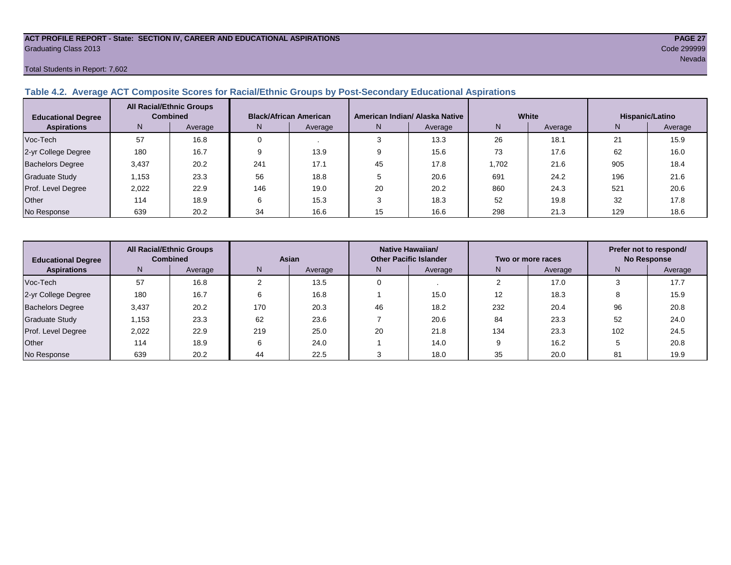ACT PROFILE REPORT - State: SECTION IV, CAREER AND EDUCATIONAL ASPIRATIONS

Graduating Class 2013

Code 299999

Nevada

Total Students in Report: 7,602

### Table 4.2. Average ACT Composite Scores for Racial/Ethnic Groups by Post-Secondary Educational Aspirations

| Educational Degree Aspirations | All Racial/Ethnic Groups Combined | | Black/African American | | American Indian/ Alaska Native | | White | | Hispanic/Latino | |
|---|---|---|---|---|---|---|---|---|---|---|
| | N | Average | N | Average | N | Average | N | Average | N | Average |
| Voc-Tech | 57 | 16.8 | 0 | . | 3 | 13.3 | 26 | 18.1 | 21 | 15.9 |
| 2-yr College Degree | 180 | 16.7 | 9 | 13.9 | 9 | 15.6 | 73 | 17.6 | 62 | 16.0 |
| Bachelors Degree | 3,437 | 20.2 | 241 | 17.1 | 45 | 17.8 | 1,702 | 21.6 | 905 | 18.4 |
| Graduate Study | 1,153 | 23.3 | 56 | 18.8 | 5 | 20.6 | 691 | 24.2 | 196 | 21.6 |
| Prof. Level Degree | 2,022 | 22.9 | 146 | 19.0 | 20 | 20.2 | 860 | 24.3 | 521 | 20.6 |
| Other | 114 | 18.9 | 6 | 15.3 | 3 | 18.3 | 52 | 19.8 | 32 | 17.8 |
| No Response | 639 | 20.2 | 34 | 16.6 | 15 | 16.6 | 298 | 21.3 | 129 | 18.6 |

| Educational Degree Aspirations | All Racial/Ethnic Groups Combined | | Asian | | Native Hawaiian/ Other Pacific Islander | | Two or more races | | Prefer not to respond/ No Response | |
|---|---|---|---|---|---|---|---|---|---|---|
| | N | Average | N | Average | N | Average | N | Average | N | Average |
| Voc-Tech | 57 | 16.8 | 2 | 13.5 | 0 | . | 2 | 17.0 | 3 | 17.7 |
| 2-yr College Degree | 180 | 16.7 | 6 | 16.8 | 1 | 15.0 | 12 | 18.3 | 8 | 15.9 |
| Bachelors Degree | 3,437 | 20.2 | 170 | 20.3 | 46 | 18.2 | 232 | 20.4 | 96 | 20.8 |
| Graduate Study | 1,153 | 23.3 | 62 | 23.6 | 7 | 20.6 | 84 | 23.3 | 52 | 24.0 |
| Prof. Level Degree | 2,022 | 22.9 | 219 | 25.0 | 20 | 21.8 | 134 | 23.3 | 102 | 24.5 |
| Other | 114 | 18.9 | 6 | 24.0 | 1 | 14.0 | 9 | 16.2 | 5 | 20.8 |
| No Response | 639 | 20.2 | 44 | 22.5 | 3 | 18.0 | 35 | 20.0 | 81 | 19.9 |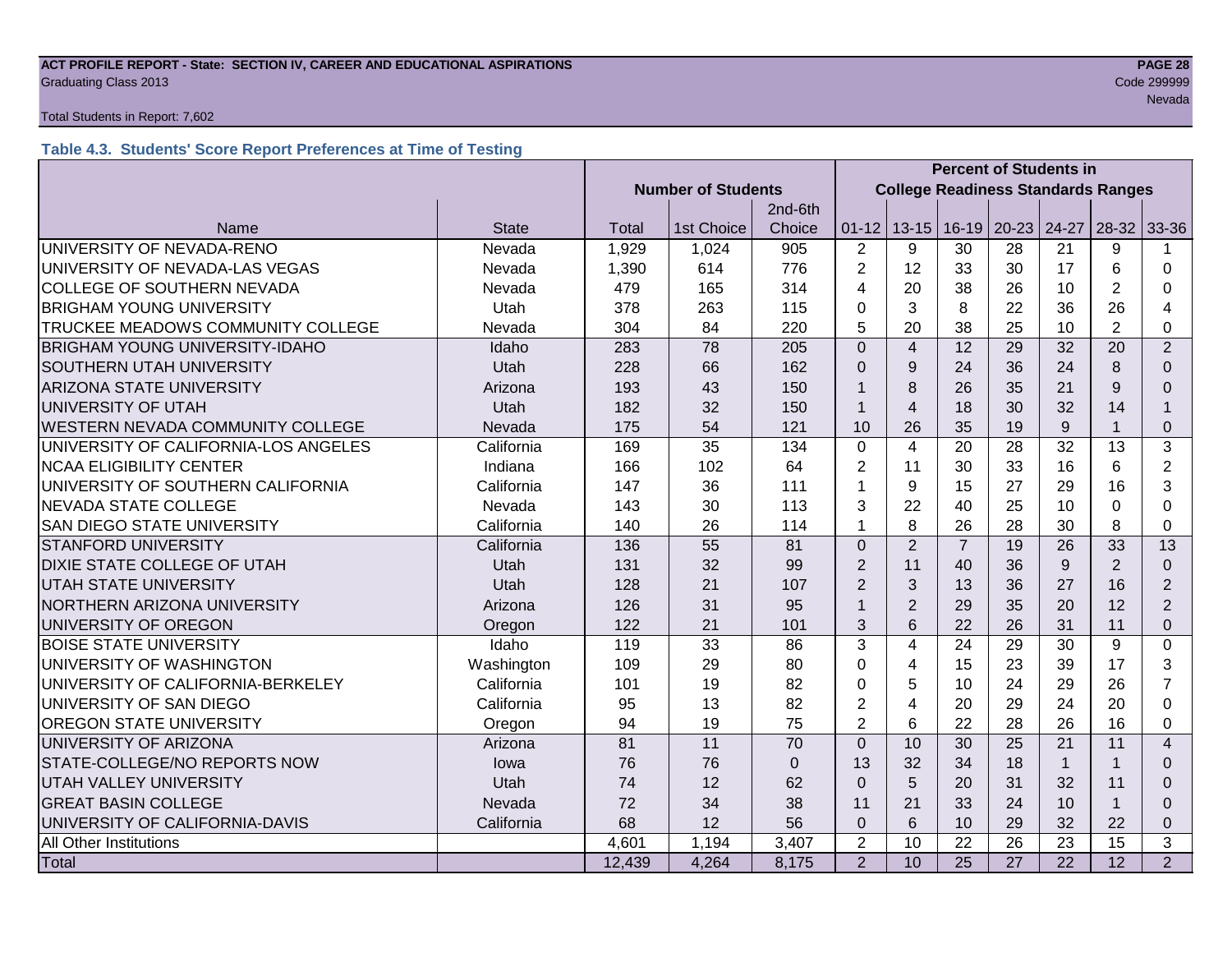Total Students in Report: 7,602

### Table 4.3. Students' Score Report Preferences at Time of Testing

| | | Number of Students | | | Percent of Students in College Readiness Standards Ranges | | | | | | |
|---|---|---|---|---|---|---|---|---|---|---|---|
| Name | State | Total | 1st Choice | 2nd-6th Choice | 01-12 | 13-15 | 16-19 | 20-23 | 24-27 | 28-32 | 33-36 |
| UNIVERSITY OF NEVADA-RENO | Nevada | 1,929 | 1,024 | 905 | 2 | 9 | 30 | 28 | 21 | 9 | 1 |
| UNIVERSITY OF NEVADA-LAS VEGAS | Nevada | 1,390 | 614 | 776 | 2 | 12 | 33 | 30 | 17 | 6 | 0 |
| COLLEGE OF SOUTHERN NEVADA | Nevada | 479 | 165 | 314 | 4 | 20 | 38 | 26 | 10 | 2 | 0 |
| BRIGHAM YOUNG UNIVERSITY | Utah | 378 | 263 | 115 | 0 | 3 | 8 | 22 | 36 | 26 | 4 |
| TRUCKEE MEADOWS COMMUNITY COLLEGE | Nevada | 304 | 84 | 220 | 5 | 20 | 38 | 25 | 10 | 2 | 0 |
| BRIGHAM YOUNG UNIVERSITY-IDAHO | Idaho | 283 | 78 | 205 | 0 | 4 | 12 | 29 | 32 | 20 | 2 |
| SOUTHERN UTAH UNIVERSITY | Utah | 228 | 66 | 162 | 0 | 9 | 24 | 36 | 24 | 8 | 0 |
| ARIZONA STATE UNIVERSITY | Arizona | 193 | 43 | 150 | 1 | 8 | 26 | 35 | 21 | 9 | 0 |
| UNIVERSITY OF UTAH | Utah | 182 | 32 | 150 | 1 | 4 | 18 | 30 | 32 | 14 | 1 |
| WESTERN NEVADA COMMUNITY COLLEGE | Nevada | 175 | 54 | 121 | 10 | 26 | 35 | 19 | 9 | 1 | 0 |
| UNIVERSITY OF CALIFORNIA-LOS ANGELES | California | 169 | 35 | 134 | 0 | 4 | 20 | 28 | 32 | 13 | 3 |
| NCAA ELIGIBILITY CENTER | Indiana | 166 | 102 | 64 | 2 | 11 | 30 | 33 | 16 | 6 | 2 |
| UNIVERSITY OF SOUTHERN CALIFORNIA | California | 147 | 36 | 111 | 1 | 9 | 15 | 27 | 29 | 16 | 3 |
| NEVADA STATE COLLEGE | Nevada | 143 | 30 | 113 | 3 | 22 | 40 | 25 | 10 | 0 | 0 |
| SAN DIEGO STATE UNIVERSITY | California | 140 | 26 | 114 | 1 | 8 | 26 | 28 | 30 | 8 | 0 |
| STANFORD UNIVERSITY | California | 136 | 55 | 81 | 0 | 2 | 7 | 19 | 26 | 33 | 13 |
| DIXIE STATE COLLEGE OF UTAH | Utah | 131 | 32 | 99 | 2 | 11 | 40 | 36 | 9 | 2 | 0 |
| UTAH STATE UNIVERSITY | Utah | 128 | 21 | 107 | 2 | 3 | 13 | 36 | 27 | 16 | 2 |
| NORTHERN ARIZONA UNIVERSITY | Arizona | 126 | 31 | 95 | 1 | 2 | 29 | 35 | 20 | 12 | 2 |
| UNIVERSITY OF OREGON | Oregon | 122 | 21 | 101 | 3 | 6 | 22 | 26 | 31 | 11 | 0 |
| BOISE STATE UNIVERSITY | Idaho | 119 | 33 | 86 | 3 | 4 | 24 | 29 | 30 | 9 | 0 |
| UNIVERSITY OF WASHINGTON | Washington | 109 | 29 | 80 | 0 | 4 | 15 | 23 | 39 | 17 | 3 |
| UNIVERSITY OF CALIFORNIA-BERKELEY | California | 101 | 19 | 82 | 0 | 5 | 10 | 24 | 29 | 26 | 7 |
| UNIVERSITY OF SAN DIEGO | California | 95 | 13 | 82 | 2 | 4 | 20 | 29 | 24 | 20 | 0 |
| OREGON STATE UNIVERSITY | Oregon | 94 | 19 | 75 | 2 | 6 | 22 | 28 | 26 | 16 | 0 |
| UNIVERSITY OF ARIZONA | Arizona | 81 | 11 | 70 | 0 | 10 | 30 | 25 | 21 | 11 | 4 |
| STATE-COLLEGE/NO REPORTS NOW | Iowa | 76 | 76 | 0 | 13 | 32 | 34 | 18 | 1 | 1 | 0 |
| UTAH VALLEY UNIVERSITY | Utah | 74 | 12 | 62 | 0 | 5 | 20 | 31 | 32 | 11 | 0 |
| GREAT BASIN COLLEGE | Nevada | 72 | 34 | 38 | 11 | 21 | 33 | 24 | 10 | 1 | 0 |
| UNIVERSITY OF CALIFORNIA-DAVIS | California | 68 | 12 | 56 | 0 | 6 | 10 | 29 | 32 | 22 | 0 |
| All Other Institutions | | 4,601 | 1,194 | 3,407 | 2 | 10 | 22 | 26 | 23 | 15 | 3 |
| Total | | 12,439 | 4,264 | 8,175 | 2 | 10 | 25 | 27 | 22 | 12 | 2 |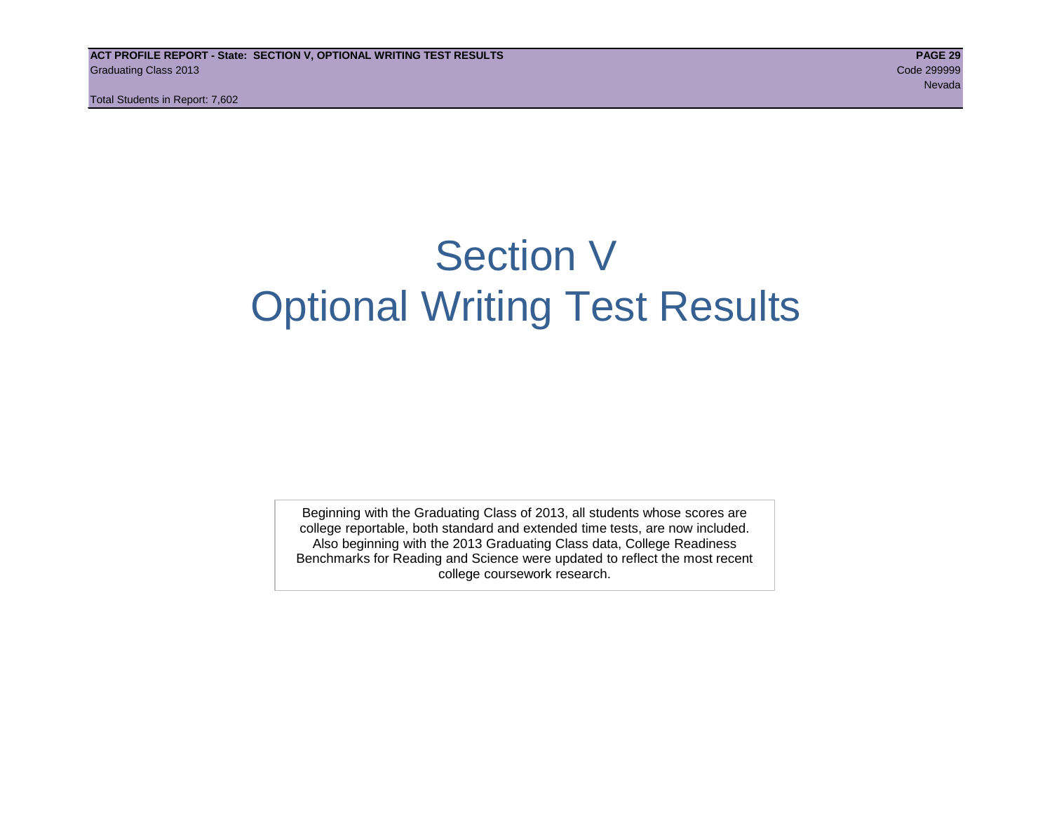# Section V
# Optional Writing Test Results

Beginning with the Graduating Class of 2013, all students whose scores are college reportable, both standard and extended time tests, are now included. Also beginning with the 2013 Graduating Class data, College Readiness Benchmarks for Reading and Science were updated to reflect the most recent college coursework research.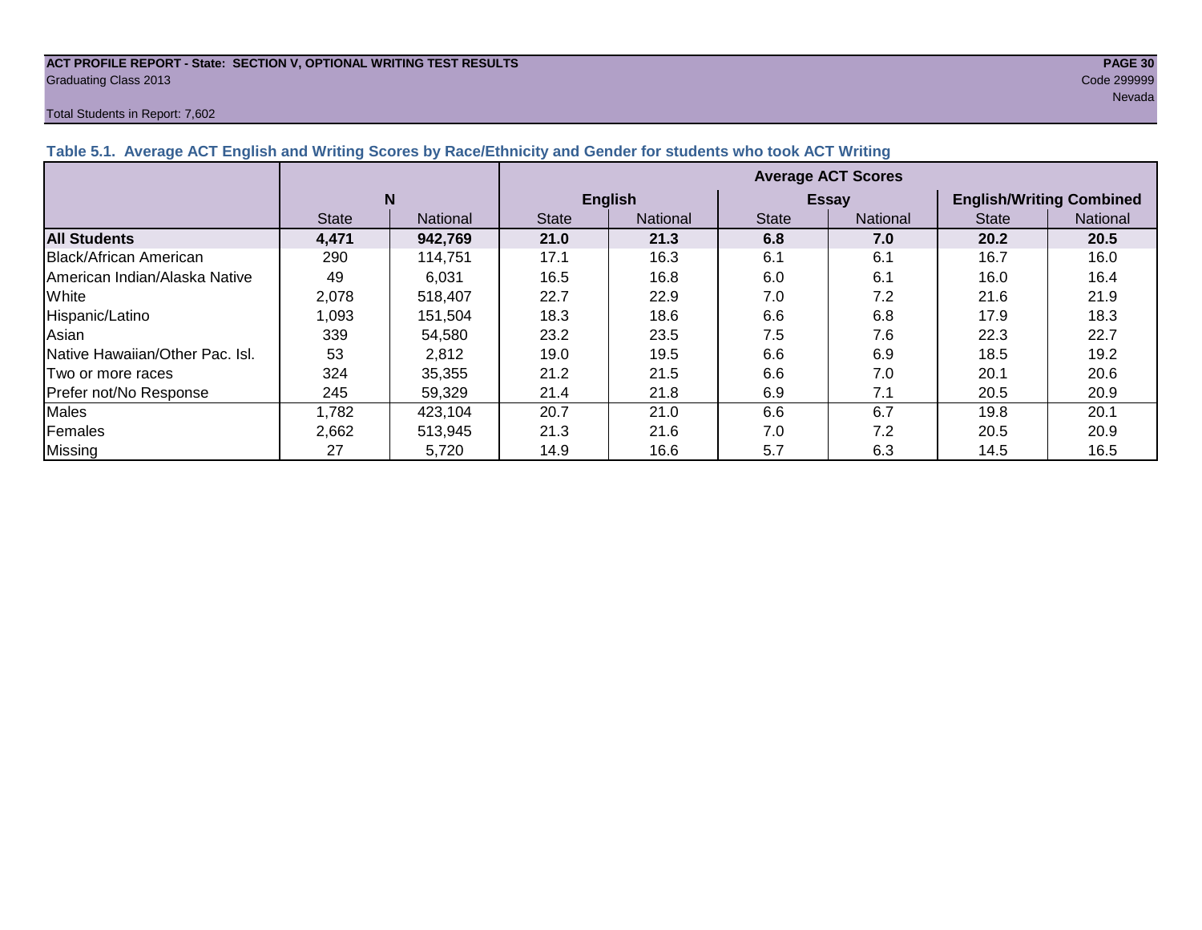**ACT PROFILE REPORT - State: SECTION V, OPTIONAL WRITING TEST RESULTS**
Graduating Class 2013
Code 299999
Nevada

Total Students in Report: 7,602

### Table 5.1. Average ACT English and Writing Scores by Race/Ethnicity and Gender for students who took ACT Writing

| | N | | Average ACT Scores | | | | | |
|---|---|---|---|---|---|---|---|---|
| | | | English | | Essay | | English/Writing Combined | |
| | State | National | State | National | State | National | State | National |
| **All Students** | **4,471** | **942,769** | **21.0** | **21.3** | **6.8** | **7.0** | **20.2** | **20.5** |
| Black/African American | 290 | 114,751 | 17.1 | 16.3 | 6.1 | 6.1 | 16.7 | 16.0 |
| American Indian/Alaska Native | 49 | 6,031 | 16.5 | 16.8 | 6.0 | 6.1 | 16.0 | 16.4 |
| White | 2,078 | 518,407 | 22.7 | 22.9 | 7.0 | 7.2 | 21.6 | 21.9 |
| Hispanic/Latino | 1,093 | 151,504 | 18.3 | 18.6 | 6.6 | 6.8 | 17.9 | 18.3 |
| Asian | 339 | 54,580 | 23.2 | 23.5 | 7.5 | 7.6 | 22.3 | 22.7 |
| Native Hawaiian/Other Pac. Isl. | 53 | 2,812 | 19.0 | 19.5 | 6.6 | 6.9 | 18.5 | 19.2 |
| Two or more races | 324 | 35,355 | 21.2 | 21.5 | 6.6 | 7.0 | 20.1 | 20.6 |
| Prefer not/No Response | 245 | 59,329 | 21.4 | 21.8 | 6.9 | 7.1 | 20.5 | 20.9 |
| Males | 1,782 | 423,104 | 20.7 | 21.0 | 6.6 | 6.7 | 19.8 | 20.1 |
| Females | 2,662 | 513,945 | 21.3 | 21.6 | 7.0 | 7.2 | 20.5 | 20.9 |
| Missing | 27 | 5,720 | 14.9 | 16.6 | 5.7 | 6.3 | 14.5 | 16.5 |